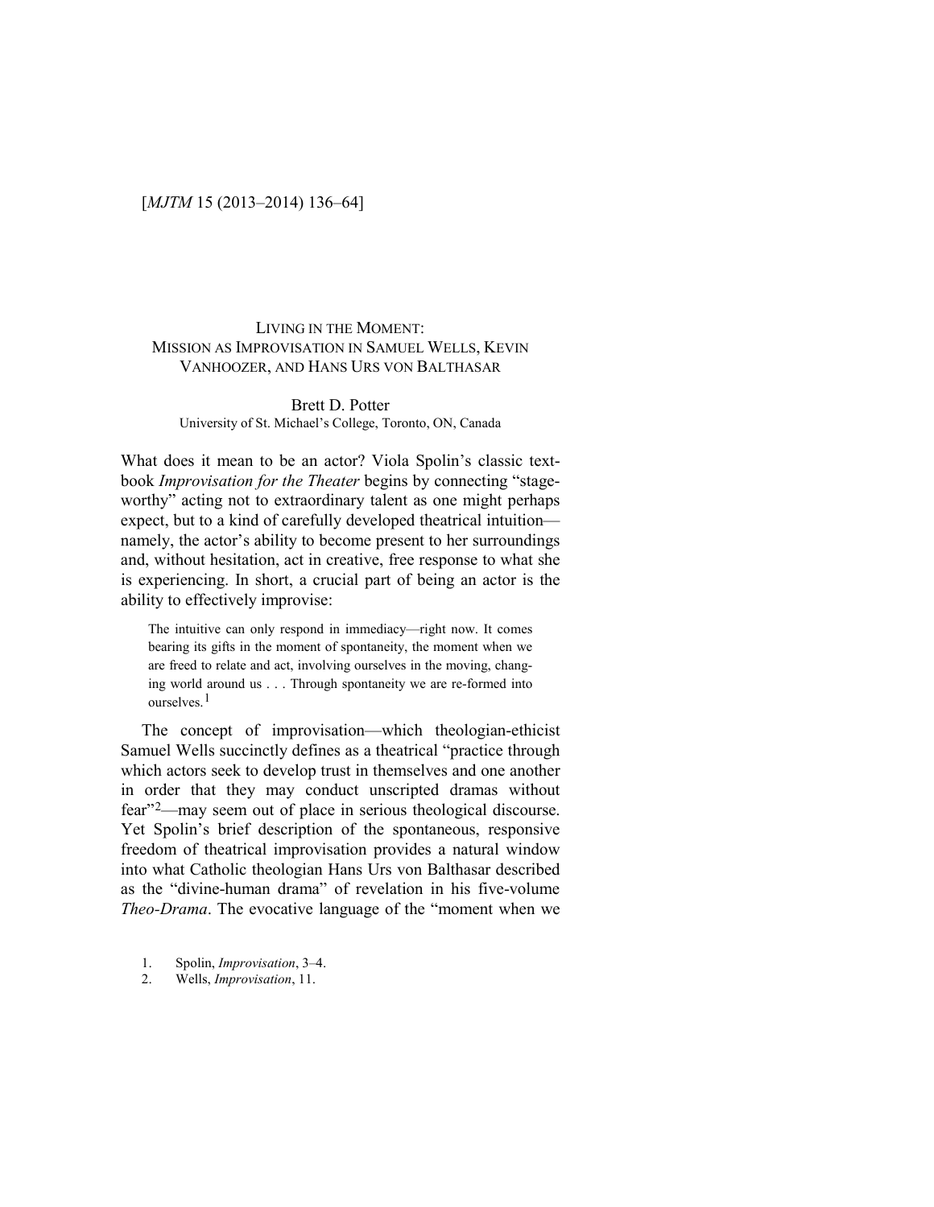# LIVING IN THE MOMENT: MISSION AS IMPROVISATION IN SAMUEL WELLS, KEVIN VANHOOZER, AND HANS URS VON BALTHASAR

Brett D. Potter

University of St. Michael's College, Toronto, ON, Canada

What does it mean to be an actor? Viola Spolin's classic textbook *Improvisation for the Theater* begins by connecting "stage-worthy" acting not to extraordinary talent as one might perhaps expect, but to a kind of carefully developed theatrical intuition—namely, the actor's ability to become present to her surroundings and, without hesitation, act in creative, free response to what she is experiencing. In short, a crucial part of being an actor is the ability to effectively improvise:

> The intuitive can only respond in immediacy—right now. It comes bearing its gifts in the moment of spontaneity, the moment when we are freed to relate and act, involving ourselves in the moving, changing world around us . . . Through spontaneity we are re-formed into ourselves.[1]

The concept of improvisation—which theologian-ethicist Samuel Wells succinctly defines as a theatrical "practice through which actors seek to develop trust in themselves and one another in order that they may conduct unscripted dramas without fear"[2]—may seem out of place in serious theological discourse. Yet Spolin's brief description of the spontaneous, responsive freedom of theatrical improvisation provides a natural window into what Catholic theologian Hans Urs von Balthasar described as the "divine-human drama" of revelation in his five-volume *Theo-Drama*. The evocative language of the "moment when we

1. Spolin, *Improvisation*, 3–4.
2. Wells, *Improvisation*, 11.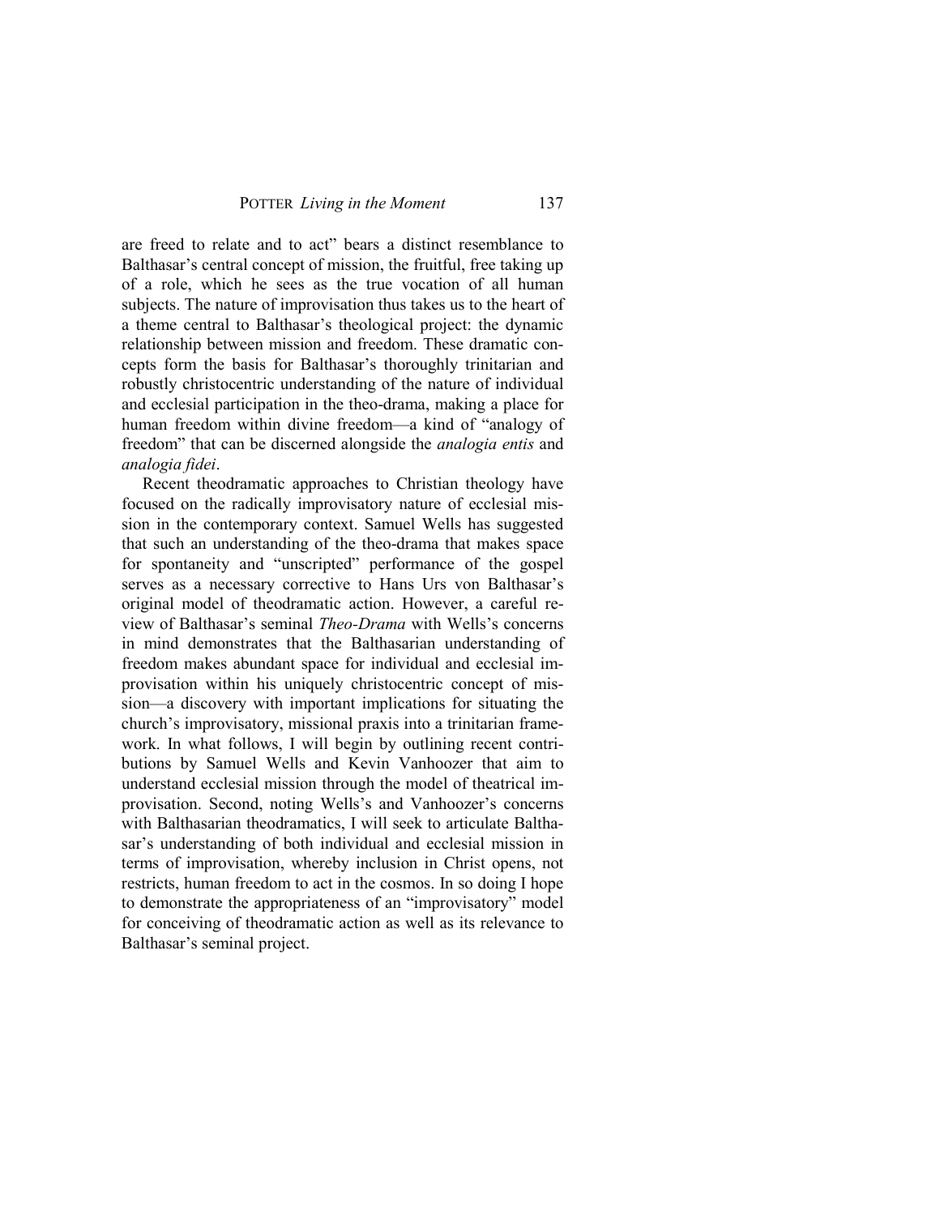are freed to relate and to act" bears a distinct resemblance to Balthasar's central concept of mission, the fruitful, free taking up of a role, which he sees as the true vocation of all human subjects. The nature of improvisation thus takes us to the heart of a theme central to Balthasar's theological project: the dynamic relationship between mission and freedom. These dramatic concepts form the basis for Balthasar's thoroughly trinitarian and robustly christocentric understanding of the nature of individual and ecclesial participation in the theo-drama, making a place for human freedom within divine freedom—a kind of "analogy of freedom" that can be discerned alongside the *analogia entis* and *analogia fidei*.

Recent theodramatic approaches to Christian theology have focused on the radically improvisatory nature of ecclesial mission in the contemporary context. Samuel Wells has suggested that such an understanding of the theo-drama that makes space for spontaneity and "unscripted" performance of the gospel serves as a necessary corrective to Hans Urs von Balthasar's original model of theodramatic action. However, a careful review of Balthasar's seminal *Theo-Drama* with Wells's concerns in mind demonstrates that the Balthasarian understanding of freedom makes abundant space for individual and ecclesial improvisation within his uniquely christocentric concept of mission—a discovery with important implications for situating the church's improvisatory, missional praxis into a trinitarian framework. In what follows, I will begin by outlining recent contributions by Samuel Wells and Kevin Vanhoozer that aim to understand ecclesial mission through the model of theatrical improvisation. Second, noting Wells's and Vanhoozer's concerns with Balthasarian theodramatics, I will seek to articulate Balthasar's understanding of both individual and ecclesial mission in terms of improvisation, whereby inclusion in Christ opens, not restricts, human freedom to act in the cosmos. In so doing I hope to demonstrate the appropriateness of an "improvisatory" model for conceiving of theodramatic action as well as its relevance to Balthasar's seminal project.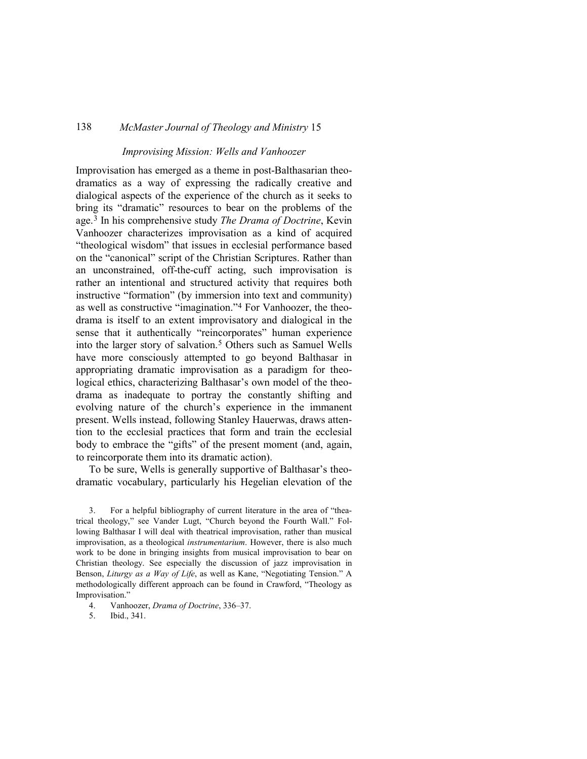*Improvising Mission: Wells and Vanhoozer*

Improvisation has emerged as a theme in post-Balthasarian theo-dramatics as a way of expressing the radically creative and dialogical aspects of the experience of the church as it seeks to bring its "dramatic" resources to bear on the problems of the age.[3] In his comprehensive study *The Drama of Doctrine*, Kevin Vanhoozer characterizes improvisation as a kind of acquired "theological wisdom" that issues in ecclesial performance based on the "canonical" script of the Christian Scriptures. Rather than an unconstrained, off-the-cuff acting, such improvisation is rather an intentional and structured activity that requires both instructive "formation" (by immersion into text and community) as well as constructive "imagination."[4] For Vanhoozer, the theo-drama is itself to an extent improvisatory and dialogical in the sense that it authentically "reincorporates" human experience into the larger story of salvation.[5] Others such as Samuel Wells have more consciously attempted to go beyond Balthasar in appropriating dramatic improvisation as a paradigm for theological ethics, characterizing Balthasar's own model of the theo-drama as inadequate to portray the constantly shifting and evolving nature of the church's experience in the immanent present. Wells instead, following Stanley Hauerwas, draws attention to the ecclesial practices that form and train the ecclesial body to embrace the "gifts" of the present moment (and, again, to reincorporate them into its dramatic action).

To be sure, Wells is generally supportive of Balthasar's theo-dramatic vocabulary, particularly his Hegelian elevation of the

3. For a helpful bibliography of current literature in the area of "theatrical theology," see Vander Lugt, "Church beyond the Fourth Wall." Following Balthasar I will deal with theatrical improvisation, rather than musical improvisation, as a theological *instrumentarium*. However, there is also much work to be done in bringing insights from musical improvisation to bear on Christian theology. See especially the discussion of jazz improvisation in Benson, *Liturgy as a Way of Life*, as well as Kane, "Negotiating Tension." A methodologically different approach can be found in Crawford, "Theology as Improvisation."

4. Vanhoozer, *Drama of Doctrine*, 336–37.

5. Ibid., 341.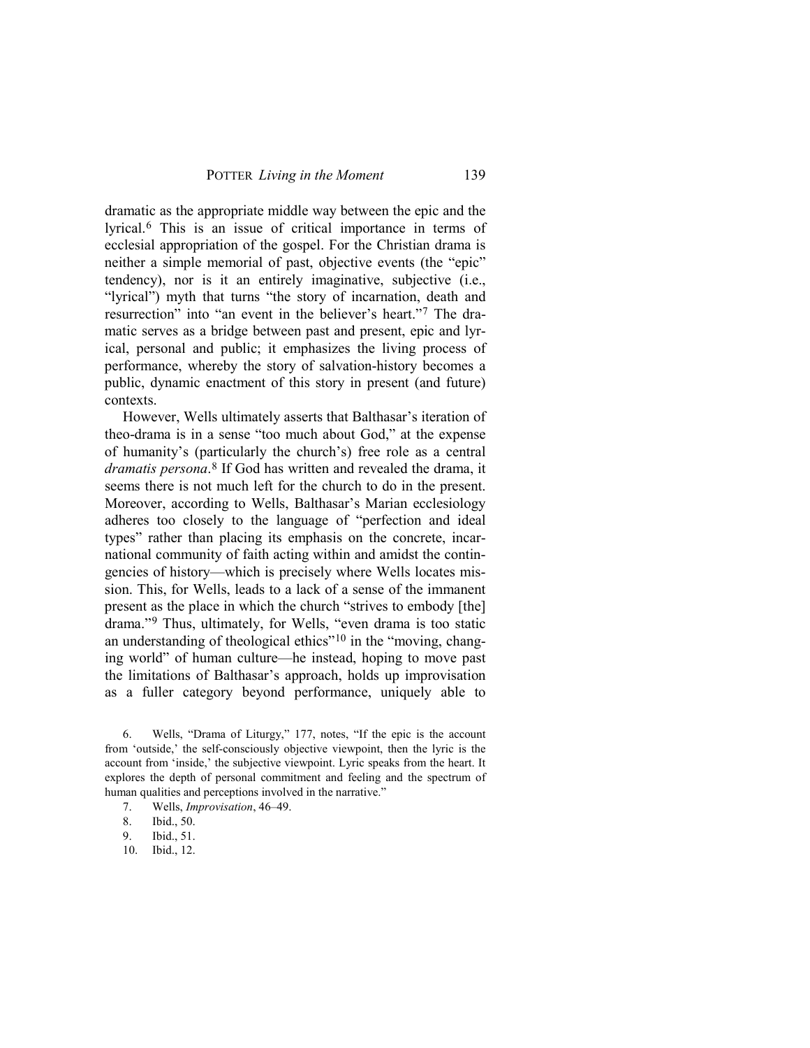dramatic as the appropriate middle way between the epic and the lyrical.[6] This is an issue of critical importance in terms of ecclesial appropriation of the gospel. For the Christian drama is neither a simple memorial of past, objective events (the "epic" tendency), nor is it an entirely imaginative, subjective (i.e., "lyrical") myth that turns "the story of incarnation, death and resurrection" into "an event in the believer's heart."[7] The dramatic serves as a bridge between past and present, epic and lyrical, personal and public; it emphasizes the living process of performance, whereby the story of salvation-history becomes a public, dynamic enactment of this story in present (and future) contexts.

However, Wells ultimately asserts that Balthasar's iteration of theo-drama is in a sense "too much about God," at the expense of humanity's (particularly the church's) free role as a central *dramatis persona*.[8] If God has written and revealed the drama, it seems there is not much left for the church to do in the present. Moreover, according to Wells, Balthasar's Marian ecclesiology adheres too closely to the language of "perfection and ideal types" rather than placing its emphasis on the concrete, incarnational community of faith acting within and amidst the contingencies of history—which is precisely where Wells locates mission. This, for Wells, leads to a lack of a sense of the immanent present as the place in which the church "strives to embody [the] drama."[9] Thus, ultimately, for Wells, "even drama is too static an understanding of theological ethics"[10] in the "moving, changing world" of human culture—he instead, hoping to move past the limitations of Balthasar's approach, holds up improvisation as a fuller category beyond performance, uniquely able to

6. Wells, "Drama of Liturgy," 177, notes, "If the epic is the account from 'outside,' the self-consciously objective viewpoint, then the lyric is the account from 'inside,' the subjective viewpoint. Lyric speaks from the heart. It explores the depth of personal commitment and feeling and the spectrum of human qualities and perceptions involved in the narrative."

7. Wells, *Improvisation*, 46–49.

8. Ibid., 50.

9. Ibid., 51.

10. Ibid., 12.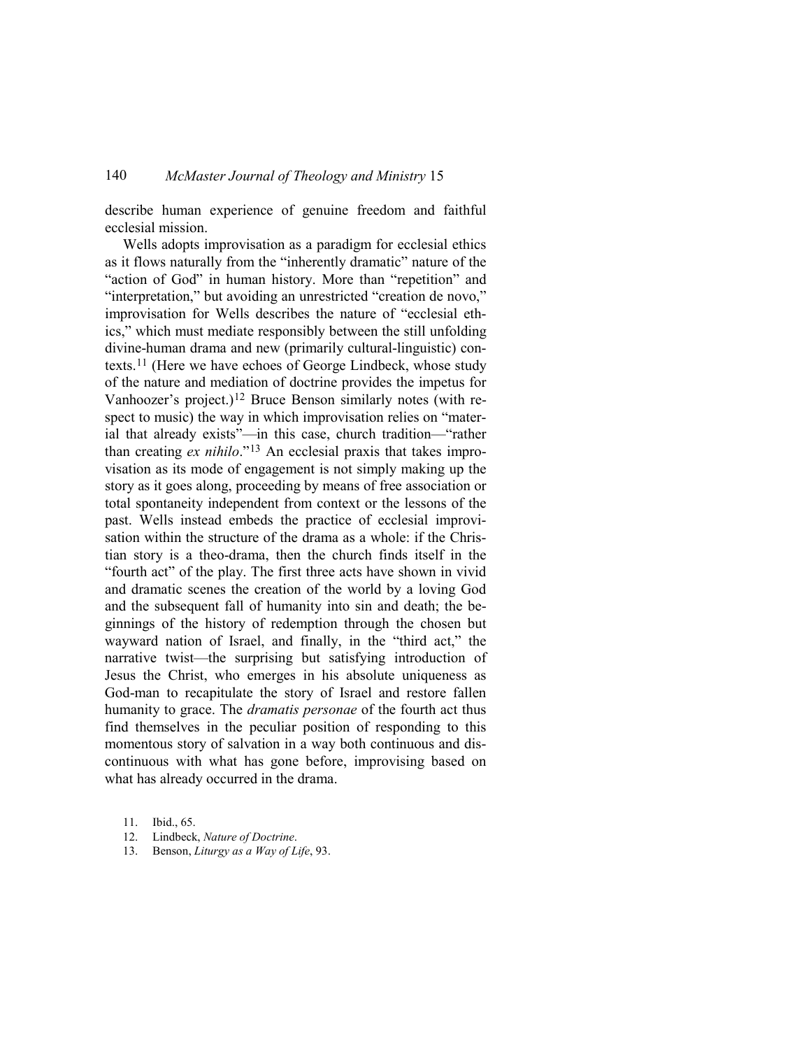describe human experience of genuine freedom and faithful ecclesial mission.

Wells adopts improvisation as a paradigm for ecclesial ethics as it flows naturally from the "inherently dramatic" nature of the "action of God" in human history. More than "repetition" and "interpretation," but avoiding an unrestricted "creation de novo," improvisation for Wells describes the nature of "ecclesial ethics," which must mediate responsibly between the still unfolding divine-human drama and new (primarily cultural-linguistic) contexts.[11] (Here we have echoes of George Lindbeck, whose study of the nature and mediation of doctrine provides the impetus for Vanhoozer's project.)[12] Bruce Benson similarly notes (with respect to music) the way in which improvisation relies on "material that already exists"—in this case, church tradition—"rather than creating *ex nihilo*."[13] An ecclesial praxis that takes improvisation as its mode of engagement is not simply making up the story as it goes along, proceeding by means of free association or total spontaneity independent from context or the lessons of the past. Wells instead embeds the practice of ecclesial improvisation within the structure of the drama as a whole: if the Christian story is a theo-drama, then the church finds itself in the "fourth act" of the play. The first three acts have shown in vivid and dramatic scenes the creation of the world by a loving God and the subsequent fall of humanity into sin and death; the beginnings of the history of redemption through the chosen but wayward nation of Israel, and finally, in the "third act," the narrative twist—the surprising but satisfying introduction of Jesus the Christ, who emerges in his absolute uniqueness as God-man to recapitulate the story of Israel and restore fallen humanity to grace. The *dramatis personae* of the fourth act thus find themselves in the peculiar position of responding to this momentous story of salvation in a way both continuous and discontinuous with what has gone before, improvising based on what has already occurred in the drama.

11. Ibid., 65.
12. Lindbeck, *Nature of Doctrine*.
13. Benson, *Liturgy as a Way of Life*, 93.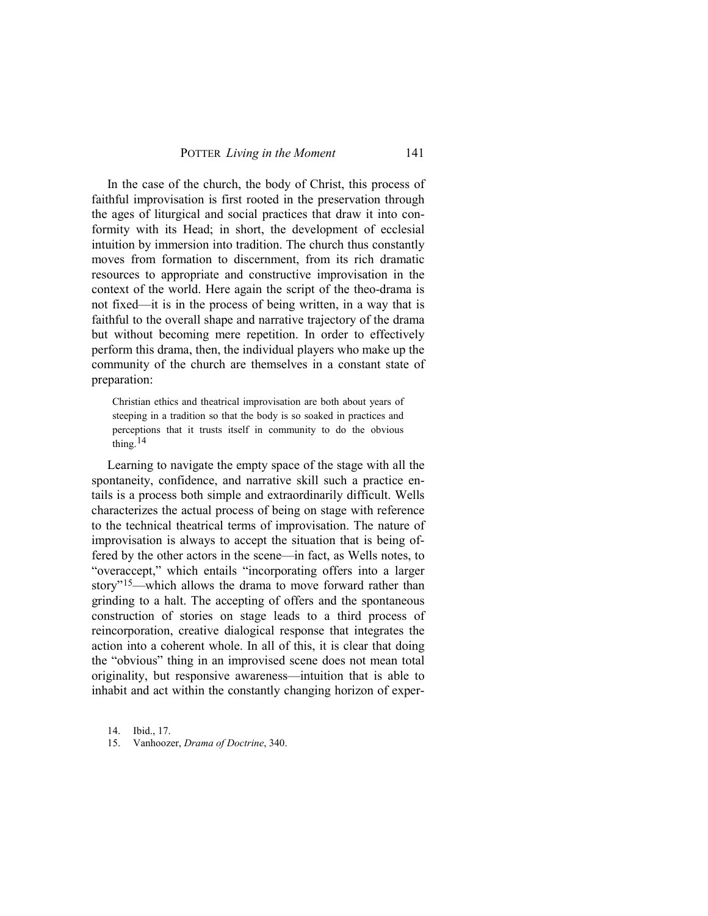In the case of the church, the body of Christ, this process of faithful improvisation is first rooted in the preservation through the ages of liturgical and social practices that draw it into conformity with its Head; in short, the development of ecclesial intuition by immersion into tradition. The church thus constantly moves from formation to discernment, from its rich dramatic resources to appropriate and constructive improvisation in the context of the world. Here again the script of the theo-drama is not fixed—it is in the process of being written, in a way that is faithful to the overall shape and narrative trajectory of the drama but without becoming mere repetition. In order to effectively perform this drama, then, the individual players who make up the community of the church are themselves in a constant state of preparation:

> Christian ethics and theatrical improvisation are both about years of steeping in a tradition so that the body is so soaked in practices and perceptions that it trusts itself in community to do the obvious thing.[14]

Learning to navigate the empty space of the stage with all the spontaneity, confidence, and narrative skill such a practice entails is a process both simple and extraordinarily difficult. Wells characterizes the actual process of being on stage with reference to the technical theatrical terms of improvisation. The nature of improvisation is always to accept the situation that is being offered by the other actors in the scene—in fact, as Wells notes, to "overaccept," which entails "incorporating offers into a larger story"[15]—which allows the drama to move forward rather than grinding to a halt. The accepting of offers and the spontaneous construction of stories on stage leads to a third process of reincorporation, creative dialogical response that integrates the action into a coherent whole. In all of this, it is clear that doing the "obvious" thing in an improvised scene does not mean total originality, but responsive awareness—intuition that is able to inhabit and act within the constantly changing horizon of exper-

14. Ibid., 17.
15. Vanhoozer, *Drama of Doctrine*, 340.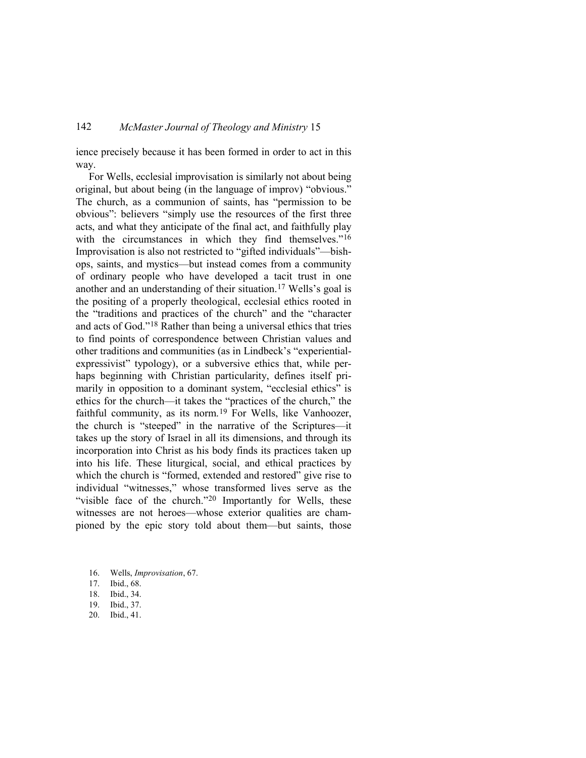ience precisely because it has been formed in order to act in this way.

For Wells, ecclesial improvisation is similarly not about being original, but about being (in the language of improv) "obvious." The church, as a communion of saints, has "permission to be obvious": believers "simply use the resources of the first three acts, and what they anticipate of the final act, and faithfully play with the circumstances in which they find themselves."[16] Improvisation is also not restricted to "gifted individuals"—bishops, saints, and mystics—but instead comes from a community of ordinary people who have developed a tacit trust in one another and an understanding of their situation.[17] Wells's goal is the positing of a properly theological, ecclesial ethics rooted in the "traditions and practices of the church" and the "character and acts of God."[18] Rather than being a universal ethics that tries to find points of correspondence between Christian values and other traditions and communities (as in Lindbeck's "experiential-expressivist" typology), or a subversive ethics that, while perhaps beginning with Christian particularity, defines itself primarily in opposition to a dominant system, "ecclesial ethics" is ethics for the church—it takes the "practices of the church," the faithful community, as its norm.[19] For Wells, like Vanhoozer, the church is "steeped" in the narrative of the Scriptures—it takes up the story of Israel in all its dimensions, and through its incorporation into Christ as his body finds its practices taken up into his life. These liturgical, social, and ethical practices by which the church is "formed, extended and restored" give rise to individual "witnesses," whose transformed lives serve as the "visible face of the church."[20] Importantly for Wells, these witnesses are not heroes—whose exterior qualities are championed by the epic story told about them—but saints, those

16. Wells, *Improvisation*, 67.
17. Ibid., 68.
18. Ibid., 34.
19. Ibid., 37.
20. Ibid., 41.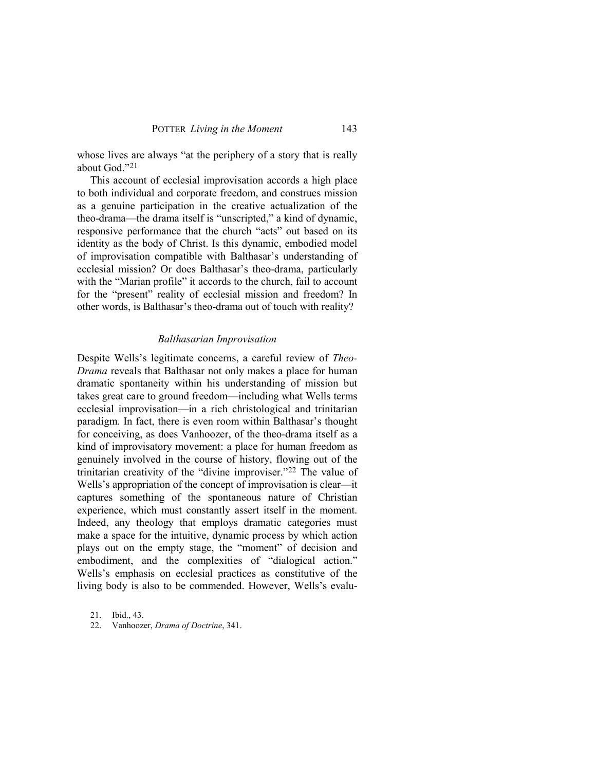whose lives are always "at the periphery of a story that is really about God."[21]

This account of ecclesial improvisation accords a high place to both individual and corporate freedom, and construes mission as a genuine participation in the creative actualization of the theo-drama—the drama itself is "unscripted," a kind of dynamic, responsive performance that the church "acts" out based on its identity as the body of Christ. Is this dynamic, embodied model of improvisation compatible with Balthasar's understanding of ecclesial mission? Or does Balthasar's theo-drama, particularly with the "Marian profile" it accords to the church, fail to account for the "present" reality of ecclesial mission and freedom? In other words, is Balthasar's theo-drama out of touch with reality?

### *Balthasarian Improvisation*

Despite Wells's legitimate concerns, a careful review of *Theo-Drama* reveals that Balthasar not only makes a place for human dramatic spontaneity within his understanding of mission but takes great care to ground freedom—including what Wells terms ecclesial improvisation—in a rich christological and trinitarian paradigm. In fact, there is even room within Balthasar's thought for conceiving, as does Vanhoozer, of the theo-drama itself as a kind of improvisatory movement: a place for human freedom as genuinely involved in the course of history, flowing out of the trinitarian creativity of the "divine improviser."[22] The value of Wells's appropriation of the concept of improvisation is clear—it captures something of the spontaneous nature of Christian experience, which must constantly assert itself in the moment. Indeed, any theology that employs dramatic categories must make a space for the intuitive, dynamic process by which action plays out on the empty stage, the "moment" of decision and embodiment, and the complexities of "dialogical action." Wells's emphasis on ecclesial practices as constitutive of the living body is also to be commended. However, Wells's evalu-

21. Ibid., 43.

22. Vanhoozer, *Drama of Doctrine*, 341.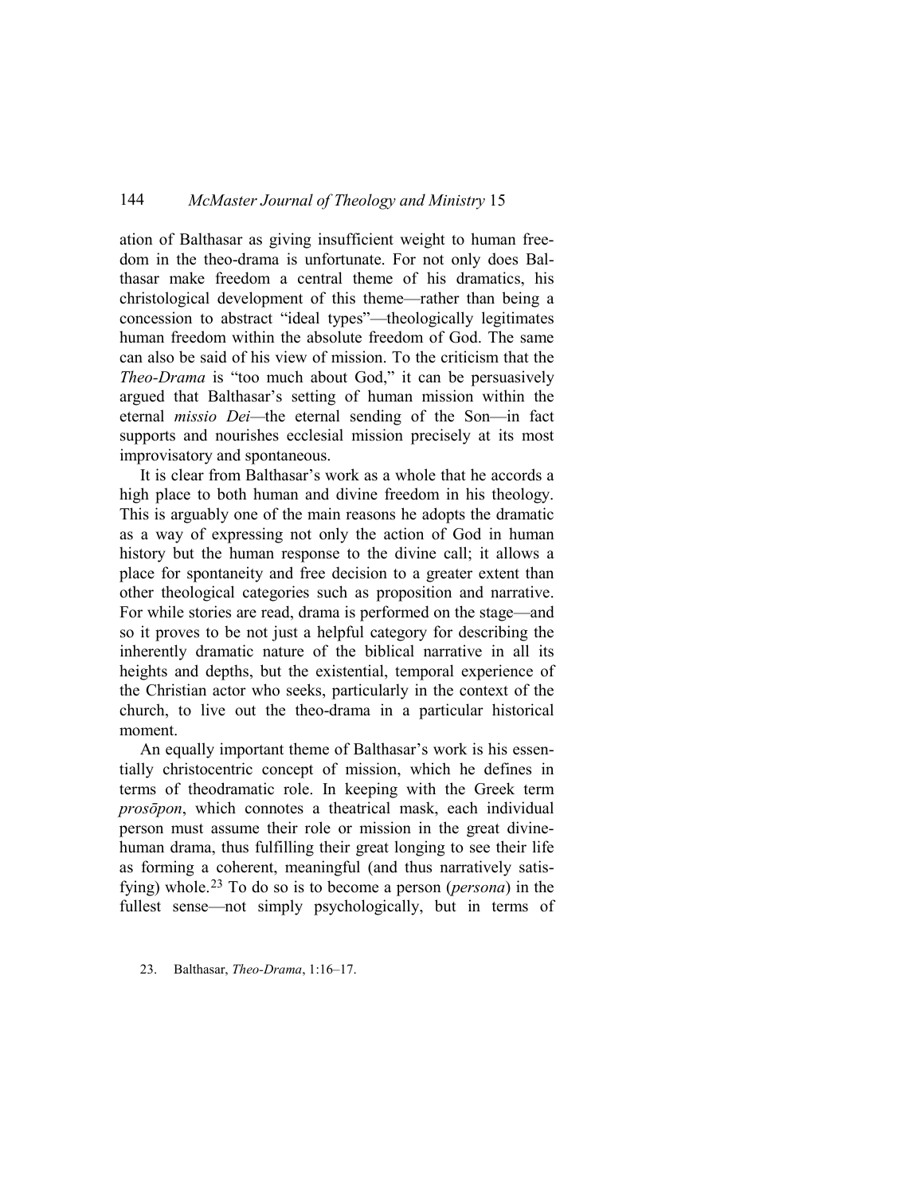ation of Balthasar as giving insufficient weight to human freedom in the theo-drama is unfortunate. For not only does Balthasar make freedom a central theme of his dramatics, his christological development of this theme—rather than being a concession to abstract "ideal types"—theologically legitimates human freedom within the absolute freedom of God. The same can also be said of his view of mission. To the criticism that the *Theo-Drama* is "too much about God," it can be persuasively argued that Balthasar's setting of human mission within the eternal *missio Dei*—the eternal sending of the Son—in fact supports and nourishes ecclesial mission precisely at its most improvisatory and spontaneous.

It is clear from Balthasar's work as a whole that he accords a high place to both human and divine freedom in his theology. This is arguably one of the main reasons he adopts the dramatic as a way of expressing not only the action of God in human history but the human response to the divine call; it allows a place for spontaneity and free decision to a greater extent than other theological categories such as proposition and narrative. For while stories are read, drama is performed on the stage—and so it proves to be not just a helpful category for describing the inherently dramatic nature of the biblical narrative in all its heights and depths, but the existential, temporal experience of the Christian actor who seeks, particularly in the context of the church, to live out the theo-drama in a particular historical moment.

An equally important theme of Balthasar's work is his essentially christocentric concept of mission, which he defines in terms of theodramatic role. In keeping with the Greek term *prosōpon*, which connotes a theatrical mask, each individual person must assume their role or mission in the great divine-human drama, thus fulfilling their great longing to see their life as forming a coherent, meaningful (and thus narratively satisfying) whole.[23] To do so is to become a person (*persona*) in the fullest sense—not simply psychologically, but in terms of

23. Balthasar, *Theo-Drama*, 1:16–17.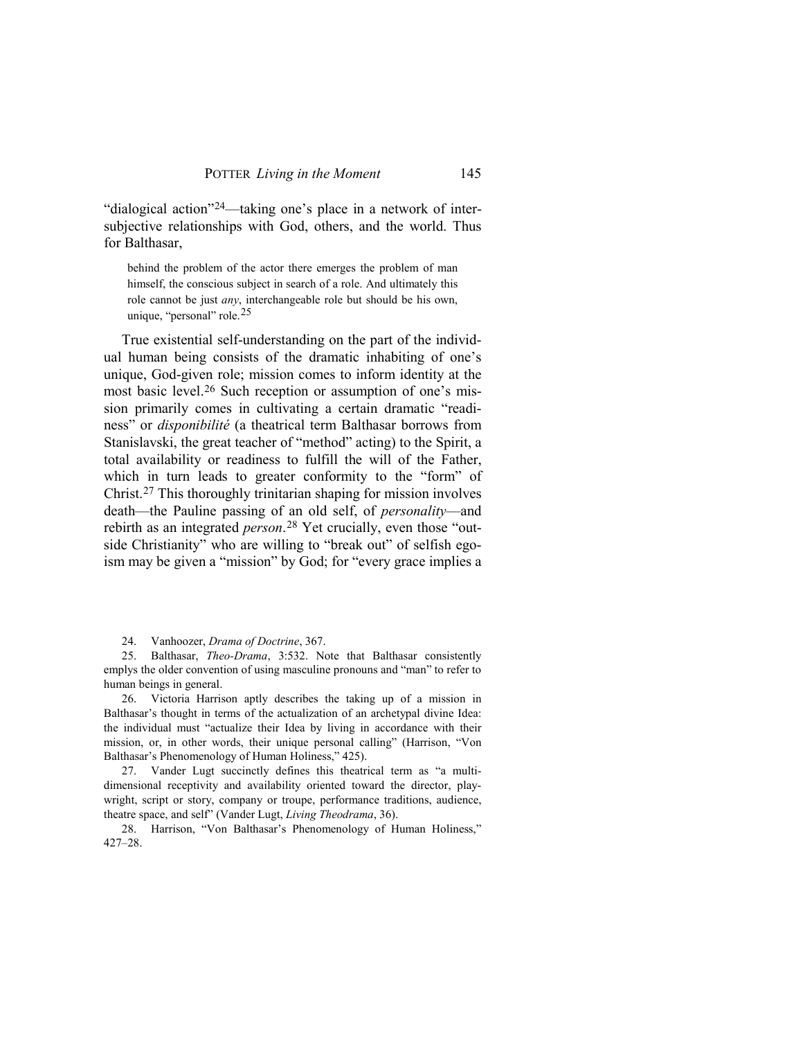"dialogical action"[24]—taking one's place in a network of intersubjective relationships with God, others, and the world. Thus for Balthasar,

> behind the problem of the actor there emerges the problem of man himself, the conscious subject in search of a role. And ultimately this role cannot be just *any*, interchangeable role but should be his own, unique, "personal" role.[25]

True existential self-understanding on the part of the individual human being consists of the dramatic inhabiting of one's unique, God-given role; mission comes to inform identity at the most basic level.[26] Such reception or assumption of one's mission primarily comes in cultivating a certain dramatic "readiness" or *disponibilité* (a theatrical term Balthasar borrows from Stanislavski, the great teacher of "method" acting) to the Spirit, a total availability or readiness to fulfill the will of the Father, which in turn leads to greater conformity to the "form" of Christ.[27] This thoroughly trinitarian shaping for mission involves death—the Pauline passing of an old self, of *personality*—and rebirth as an integrated *person*.[28] Yet crucially, even those "outside Christianity" who are willing to "break out" of selfish egoism may be given a "mission" by God; for "every grace implies a

---

24. Vanhoozer, *Drama of Doctrine*, 367.

25. Balthasar, *Theo-Drama*, 3:532. Note that Balthasar consistently emplys the older convention of using masculine pronouns and "man" to refer to human beings in general.

26. Victoria Harrison aptly describes the taking up of a mission in Balthasar's thought in terms of the actualization of an archetypal divine Idea: the individual must "actualize their Idea by living in accordance with their mission, or, in other words, their unique personal calling" (Harrison, "Von Balthasar's Phenomenology of Human Holiness," 425).

27. Vander Lugt succinctly defines this theatrical term as "a multidimensional receptivity and availability oriented toward the director, playwright, script or story, company or troupe, performance traditions, audience, theatre space, and self" (Vander Lugt, *Living Theodrama*, 36).

28. Harrison, "Von Balthasar's Phenomenology of Human Holiness," 427–28.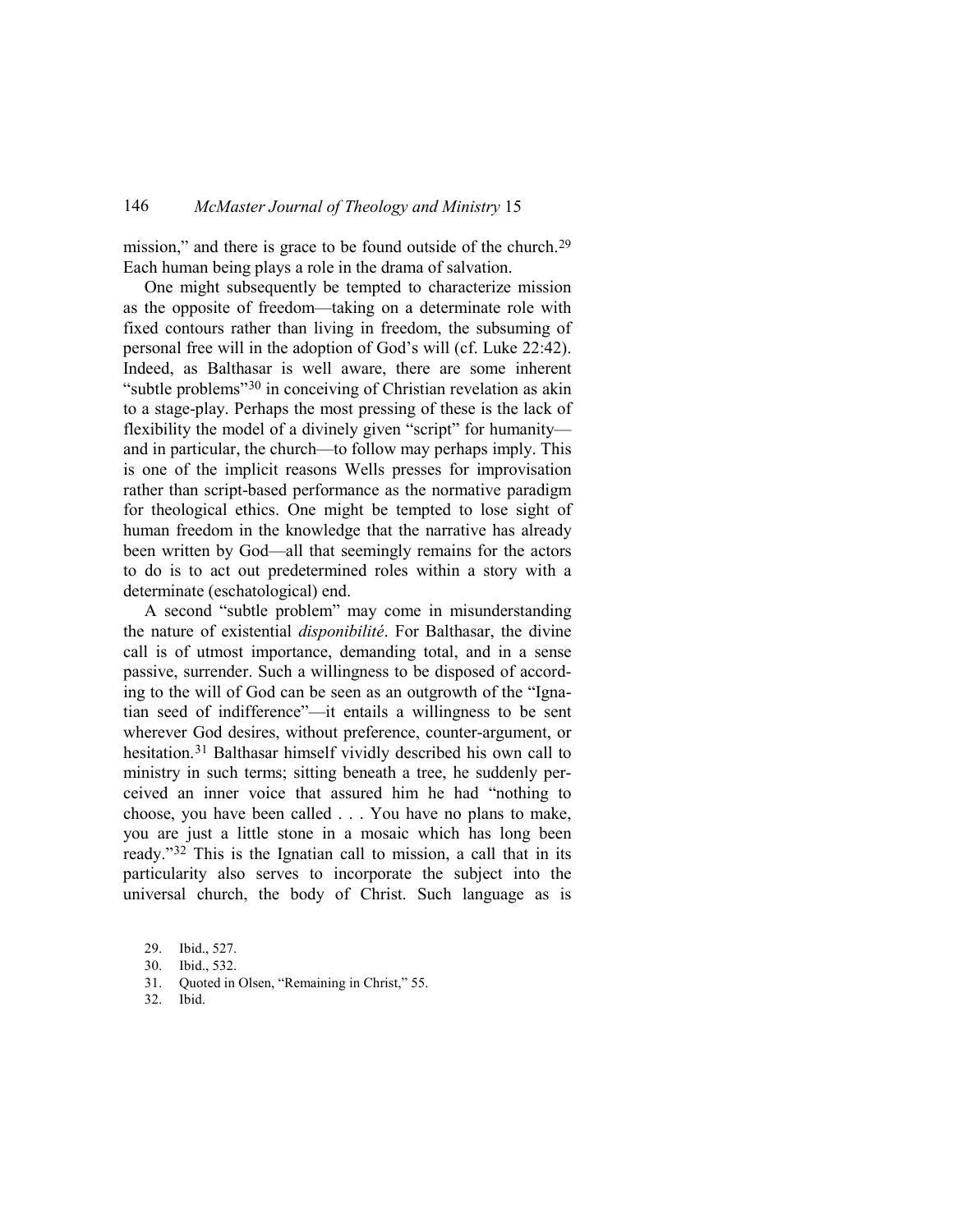mission," and there is grace to be found outside of the church.[29] Each human being plays a role in the drama of salvation.

One might subsequently be tempted to characterize mission as the opposite of freedom—taking on a determinate role with fixed contours rather than living in freedom, the subsuming of personal free will in the adoption of God's will (cf. Luke 22:42). Indeed, as Balthasar is well aware, there are some inherent "subtle problems"[30] in conceiving of Christian revelation as akin to a stage-play. Perhaps the most pressing of these is the lack of flexibility the model of a divinely given "script" for humanity—and in particular, the church—to follow may perhaps imply. This is one of the implicit reasons Wells presses for improvisation rather than script-based performance as the normative paradigm for theological ethics. One might be tempted to lose sight of human freedom in the knowledge that the narrative has already been written by God—all that seemingly remains for the actors to do is to act out predetermined roles within a story with a determinate (eschatological) end.

A second "subtle problem" may come in misunderstanding the nature of existential *disponibilité*. For Balthasar, the divine call is of utmost importance, demanding total, and in a sense passive, surrender. Such a willingness to be disposed of according to the will of God can be seen as an outgrowth of the "Ignatian seed of indifference"—it entails a willingness to be sent wherever God desires, without preference, counter-argument, or hesitation.[31] Balthasar himself vividly described his own call to ministry in such terms; sitting beneath a tree, he suddenly perceived an inner voice that assured him he had "nothing to choose, you have been called . . . You have no plans to make, you are just a little stone in a mosaic which has long been ready."[32] This is the Ignatian call to mission, a call that in its particularity also serves to incorporate the subject into the universal church, the body of Christ. Such language as is

29. Ibid., 527.

30. Ibid., 532.

31. Quoted in Olsen, "Remaining in Christ," 55.

32. Ibid.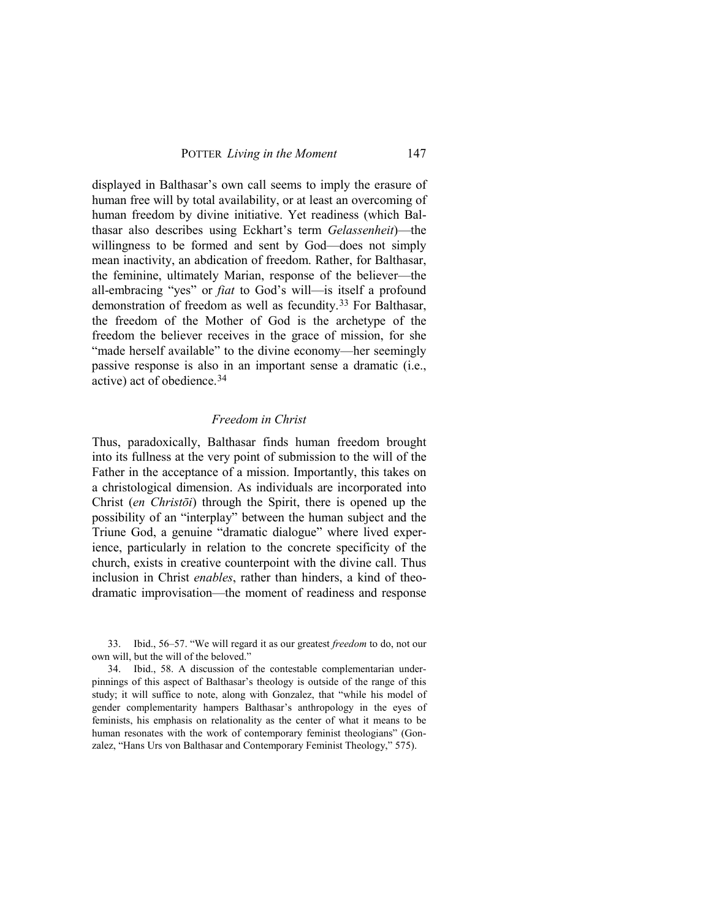displayed in Balthasar's own call seems to imply the erasure of human free will by total availability, or at least an overcoming of human freedom by divine initiative. Yet readiness (which Balthasar also describes using Eckhart's term *Gelassenheit*)—the willingness to be formed and sent by God—does not simply mean inactivity, an abdication of freedom. Rather, for Balthasar, the feminine, ultimately Marian, response of the believer—the all-embracing "yes" or *fiat* to God's will—is itself a profound demonstration of freedom as well as fecundity.[33] For Balthasar, the freedom of the Mother of God is the archetype of the freedom the believer receives in the grace of mission, for she "made herself available" to the divine economy—her seemingly passive response is also in an important sense a dramatic (i.e., active) act of obedience.[34]

### *Freedom in Christ*

Thus, paradoxically, Balthasar finds human freedom brought into its fullness at the very point of submission to the will of the Father in the acceptance of a mission. Importantly, this takes on a christological dimension. As individuals are incorporated into Christ (*en Christōi*) through the Spirit, there is opened up the possibility of an "interplay" between the human subject and the Triune God, a genuine "dramatic dialogue" where lived experience, particularly in relation to the concrete specificity of the church, exists in creative counterpoint with the divine call. Thus inclusion in Christ *enables*, rather than hinders, a kind of theodramatic improvisation—the moment of readiness and response

33. Ibid., 56–57. "We will regard it as our greatest *freedom* to do, not our own will, but the will of the beloved."

34. Ibid., 58. A discussion of the contestable complementarian underpinnings of this aspect of Balthasar's theology is outside of the range of this study; it will suffice to note, along with Gonzalez, that "while his model of gender complementarity hampers Balthasar's anthropology in the eyes of feminists, his emphasis on relationality as the center of what it means to be human resonates with the work of contemporary feminist theologians" (Gonzalez, "Hans Urs von Balthasar and Contemporary Feminist Theology," 575).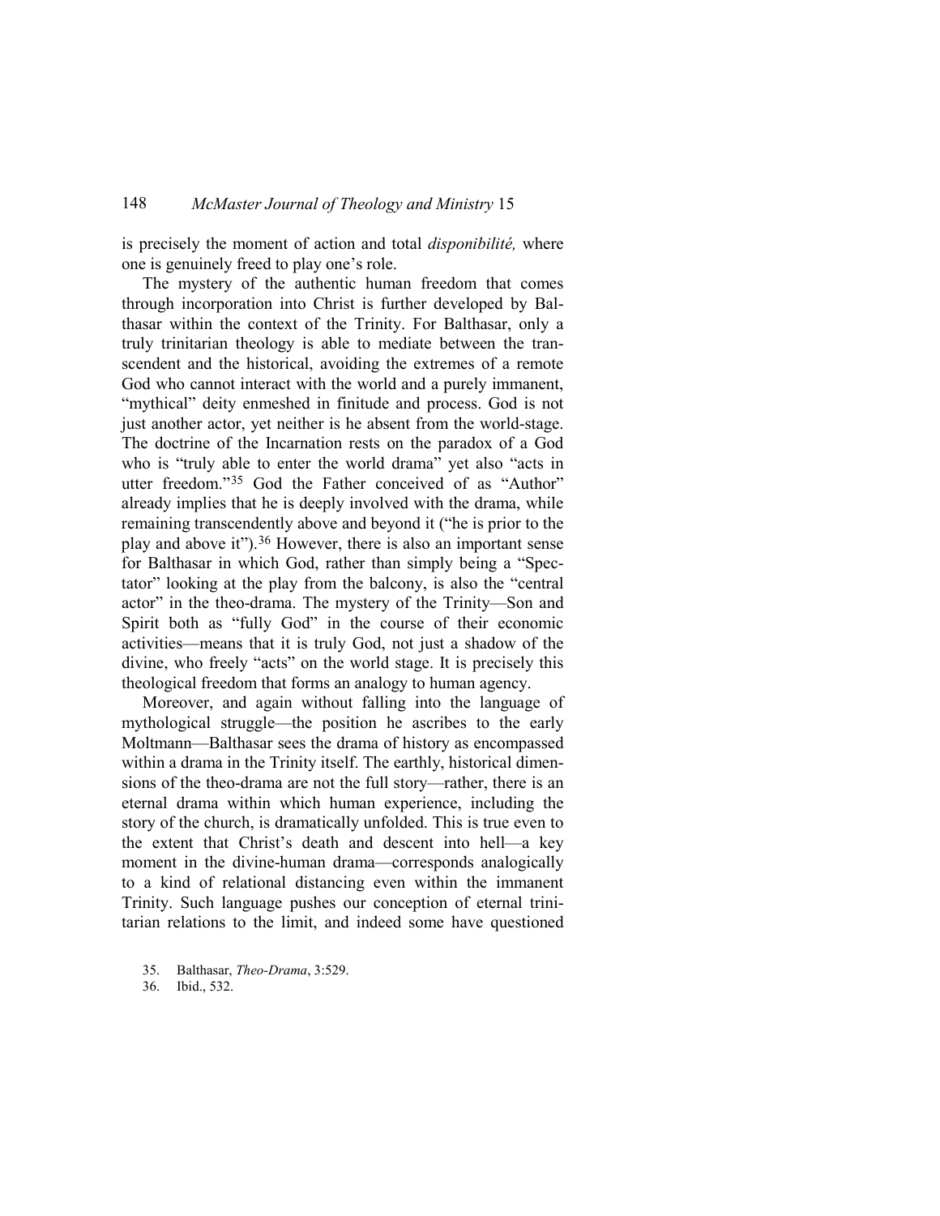is precisely the moment of action and total *disponibilité,* where one is genuinely freed to play one's role.

The mystery of the authentic human freedom that comes through incorporation into Christ is further developed by Balthasar within the context of the Trinity. For Balthasar, only a truly trinitarian theology is able to mediate between the transcendent and the historical, avoiding the extremes of a remote God who cannot interact with the world and a purely immanent, "mythical" deity enmeshed in finitude and process. God is not just another actor, yet neither is he absent from the world-stage. The doctrine of the Incarnation rests on the paradox of a God who is "truly able to enter the world drama" yet also "acts in utter freedom."[35] God the Father conceived of as "Author" already implies that he is deeply involved with the drama, while remaining transcendently above and beyond it ("he is prior to the play and above it").[36] However, there is also an important sense for Balthasar in which God, rather than simply being a "Spectator" looking at the play from the balcony, is also the "central actor" in the theo-drama. The mystery of the Trinity—Son and Spirit both as "fully God" in the course of their economic activities—means that it is truly God, not just a shadow of the divine, who freely "acts" on the world stage. It is precisely this theological freedom that forms an analogy to human agency.

Moreover, and again without falling into the language of mythological struggle—the position he ascribes to the early Moltmann—Balthasar sees the drama of history as encompassed within a drama in the Trinity itself. The earthly, historical dimensions of the theo-drama are not the full story—rather, there is an eternal drama within which human experience, including the story of the church, is dramatically unfolded. This is true even to the extent that Christ's death and descent into hell—a key moment in the divine-human drama—corresponds analogically to a kind of relational distancing even within the immanent Trinity. Such language pushes our conception of eternal trinitarian relations to the limit, and indeed some have questioned

35. Balthasar, *Theo-Drama*, 3:529.

36. Ibid., 532.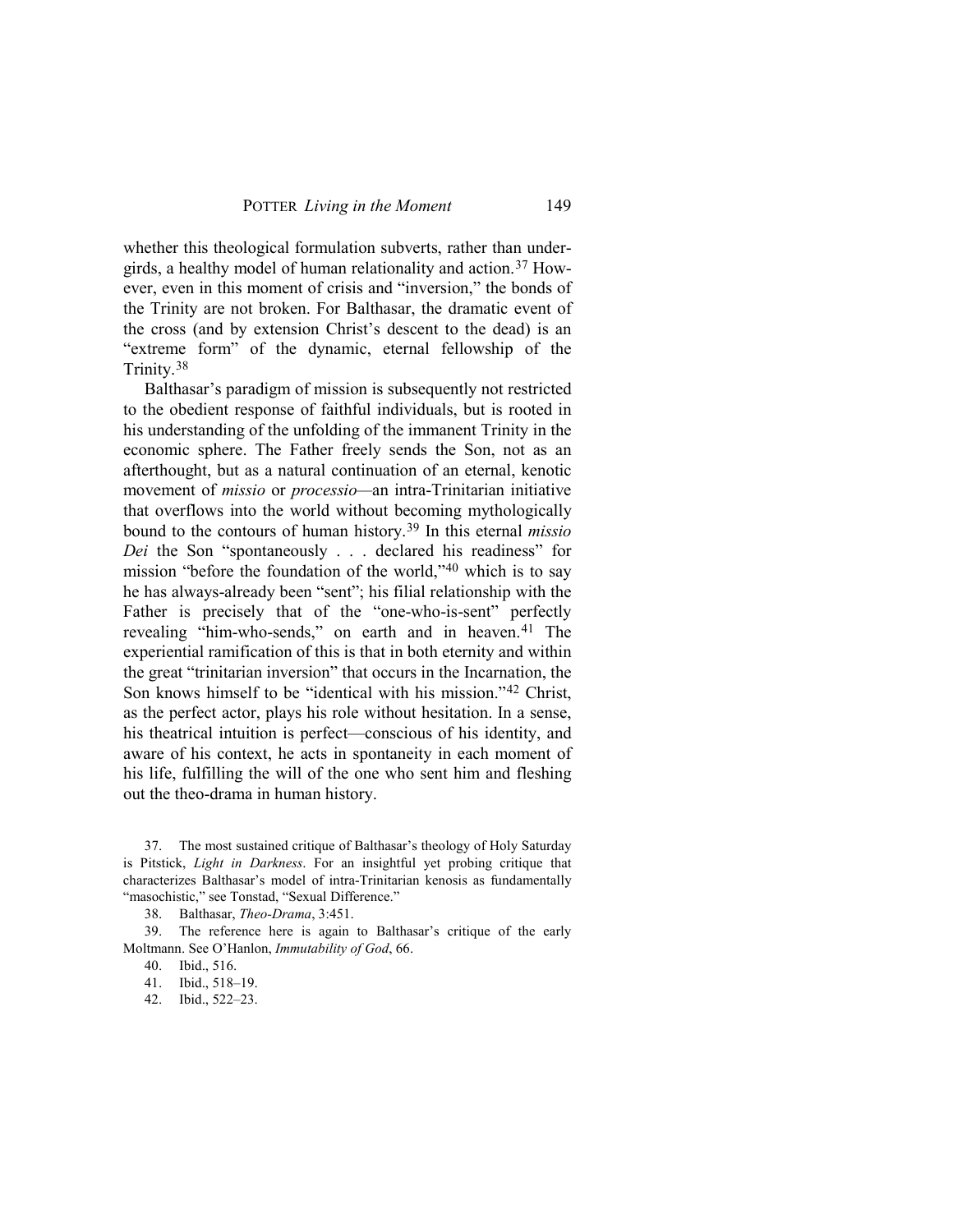whether this theological formulation subverts, rather than undergirds, a healthy model of human relationality and action.[37] However, even in this moment of crisis and "inversion," the bonds of the Trinity are not broken. For Balthasar, the dramatic event of the cross (and by extension Christ's descent to the dead) is an "extreme form" of the dynamic, eternal fellowship of the Trinity.[38]

Balthasar's paradigm of mission is subsequently not restricted to the obedient response of faithful individuals, but is rooted in his understanding of the unfolding of the immanent Trinity in the economic sphere. The Father freely sends the Son, not as an afterthought, but as a natural continuation of an eternal, kenotic movement of *missio* or *processio*—an intra-Trinitarian initiative that overflows into the world without becoming mythologically bound to the contours of human history.[39] In this eternal *missio Dei* the Son "spontaneously . . . declared his readiness" for mission "before the foundation of the world,"[40] which is to say he has always-already been "sent"; his filial relationship with the Father is precisely that of the "one-who-is-sent" perfectly revealing "him-who-sends," on earth and in heaven.[41] The experiential ramification of this is that in both eternity and within the great "trinitarian inversion" that occurs in the Incarnation, the Son knows himself to be "identical with his mission."[42] Christ, as the perfect actor, plays his role without hesitation. In a sense, his theatrical intuition is perfect—conscious of his identity, and aware of his context, he acts in spontaneity in each moment of his life, fulfilling the will of the one who sent him and fleshing out the theo-drama in human history.

37. The most sustained critique of Balthasar's theology of Holy Saturday is Pitstick, *Light in Darkness*. For an insightful yet probing critique that characterizes Balthasar's model of intra-Trinitarian kenosis as fundamentally "masochistic," see Tonstad, "Sexual Difference."

38. Balthasar, *Theo-Drama*, 3:451.

39. The reference here is again to Balthasar's critique of the early Moltmann. See O'Hanlon, *Immutability of God*, 66.

40. Ibid., 516.

41. Ibid., 518–19.

42. Ibid., 522–23.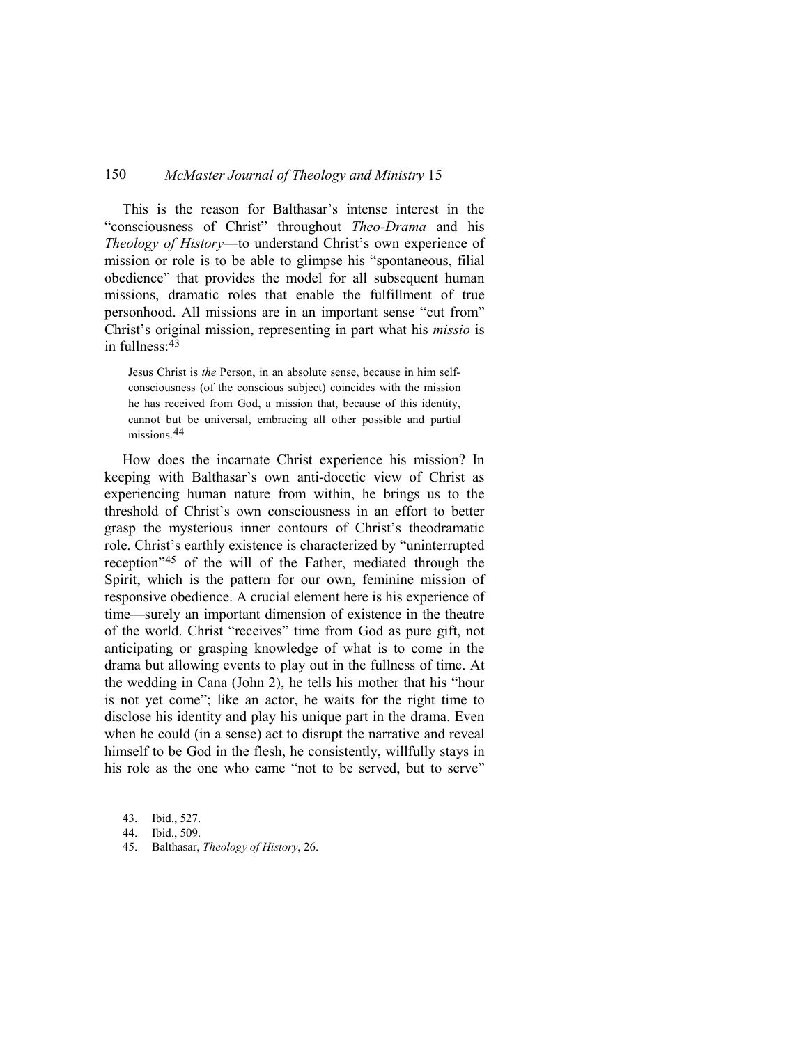This is the reason for Balthasar's intense interest in the "consciousness of Christ" throughout *Theo-Drama* and his *Theology of History*—to understand Christ's own experience of mission or role is to be able to glimpse his "spontaneous, filial obedience" that provides the model for all subsequent human missions, dramatic roles that enable the fulfillment of true personhood. All missions are in an important sense "cut from" Christ's original mission, representing in part what his *missio* is in fullness:[43]

> Jesus Christ is *the* Person, in an absolute sense, because in him self-consciousness (of the conscious subject) coincides with the mission he has received from God, a mission that, because of this identity, cannot but be universal, embracing all other possible and partial missions.[44]

How does the incarnate Christ experience his mission? In keeping with Balthasar's own anti-docetic view of Christ as experiencing human nature from within, he brings us to the threshold of Christ's own consciousness in an effort to better grasp the mysterious inner contours of Christ's theodramatic role. Christ's earthly existence is characterized by "uninterrupted reception"[45] of the will of the Father, mediated through the Spirit, which is the pattern for our own, feminine mission of responsive obedience. A crucial element here is his experience of time—surely an important dimension of existence in the theatre of the world. Christ "receives" time from God as pure gift, not anticipating or grasping knowledge of what is to come in the drama but allowing events to play out in the fullness of time. At the wedding in Cana (John 2), he tells his mother that his "hour is not yet come"; like an actor, he waits for the right time to disclose his identity and play his unique part in the drama. Even when he could (in a sense) act to disrupt the narrative and reveal himself to be God in the flesh, he consistently, willfully stays in his role as the one who came "not to be served, but to serve"

43. Ibid., 527.
44. Ibid., 509.
45. Balthasar, *Theology of History*, 26.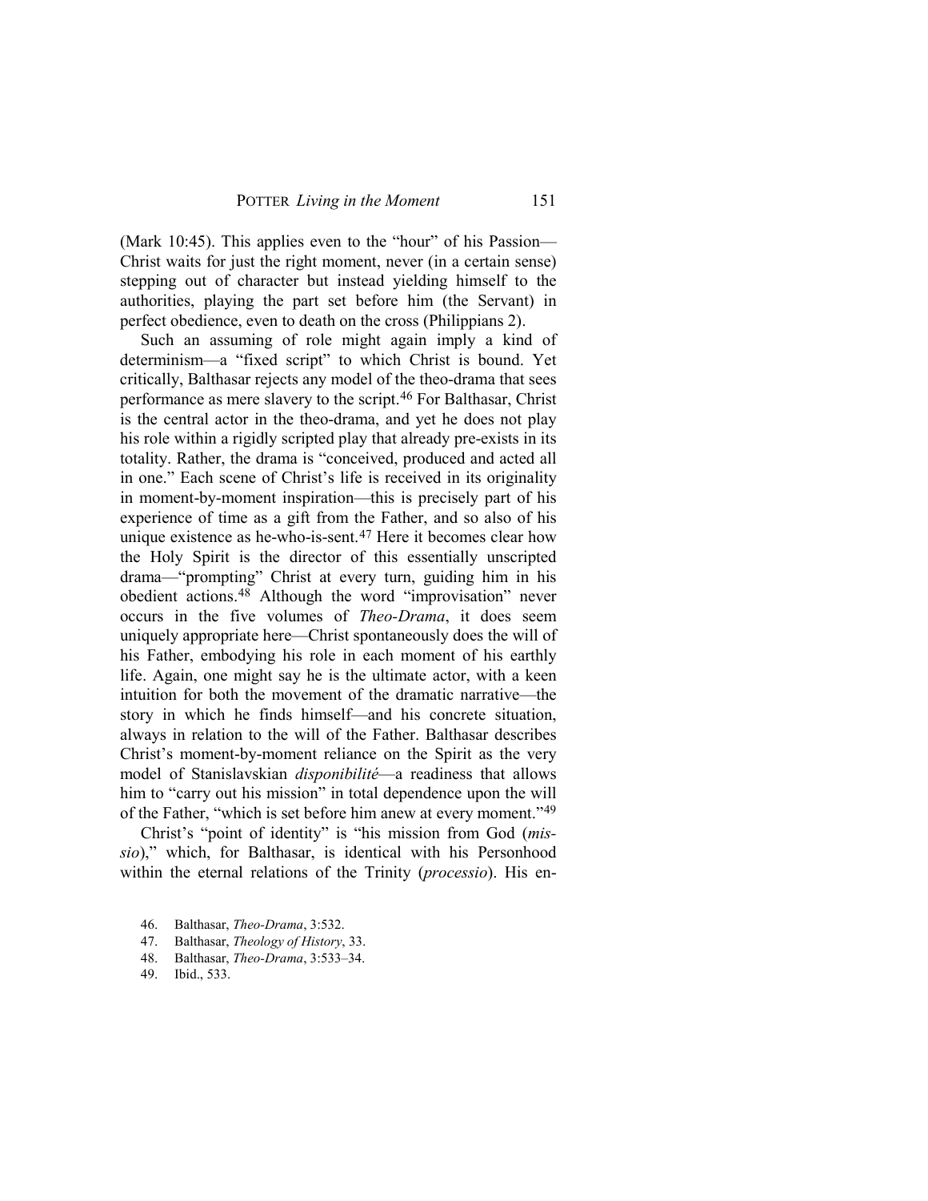(Mark 10:45). This applies even to the "hour" of his Passion—Christ waits for just the right moment, never (in a certain sense) stepping out of character but instead yielding himself to the authorities, playing the part set before him (the Servant) in perfect obedience, even to death on the cross (Philippians 2).

Such an assuming of role might again imply a kind of determinism—a "fixed script" to which Christ is bound. Yet critically, Balthasar rejects any model of the theo-drama that sees performance as mere slavery to the script.[46] For Balthasar, Christ is the central actor in the theo-drama, and yet he does not play his role within a rigidly scripted play that already pre-exists in its totality. Rather, the drama is "conceived, produced and acted all in one." Each scene of Christ's life is received in its originality in moment-by-moment inspiration—this is precisely part of his experience of time as a gift from the Father, and so also of his unique existence as he-who-is-sent.[47] Here it becomes clear how the Holy Spirit is the director of this essentially unscripted drama—"prompting" Christ at every turn, guiding him in his obedient actions.[48] Although the word "improvisation" never occurs in the five volumes of *Theo-Drama*, it does seem uniquely appropriate here—Christ spontaneously does the will of his Father, embodying his role in each moment of his earthly life. Again, one might say he is the ultimate actor, with a keen intuition for both the movement of the dramatic narrative—the story in which he finds himself—and his concrete situation, always in relation to the will of the Father. Balthasar describes Christ's moment-by-moment reliance on the Spirit as the very model of Stanislavskian *disponibilité*—a readiness that allows him to "carry out his mission" in total dependence upon the will of the Father, "which is set before him anew at every moment."[49]

Christ's "point of identity" is "his mission from God (*missio*)," which, for Balthasar, is identical with his Personhood within the eternal relations of the Trinity (*processio*). His en-

46. Balthasar, *Theo-Drama*, 3:532.
47. Balthasar, *Theology of History*, 33.
48. Balthasar, *Theo-Drama*, 3:533–34.
49. Ibid., 533.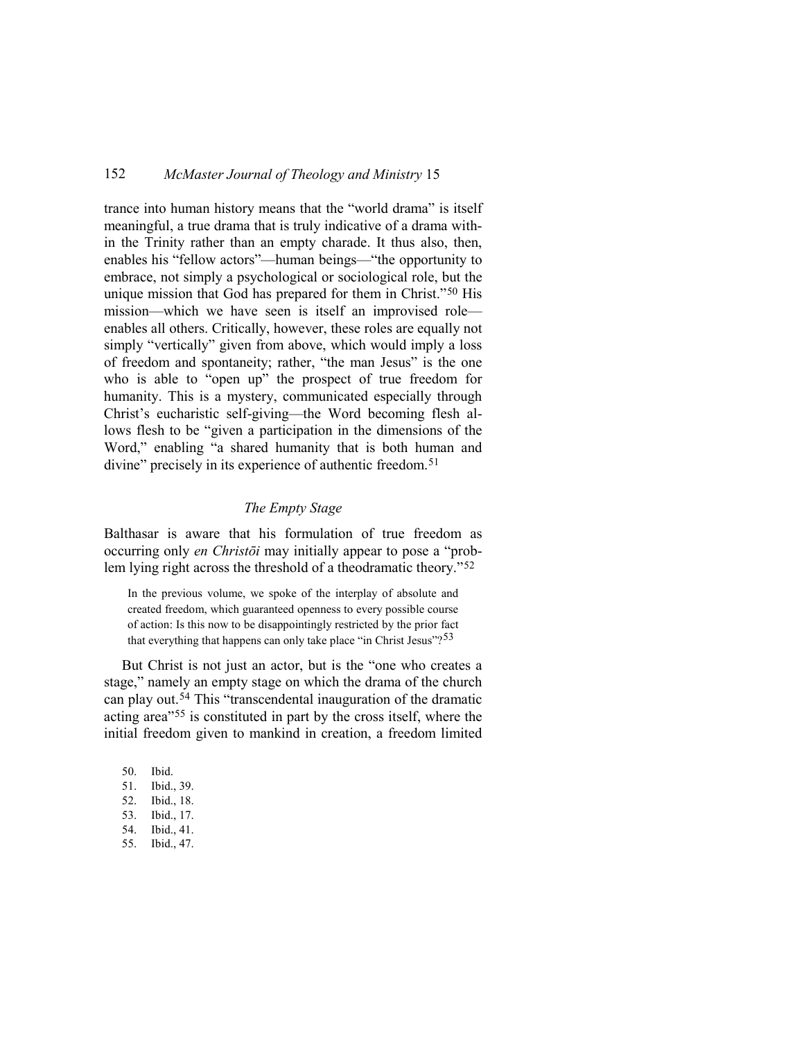trance into human history means that the "world drama" is itself meaningful, a true drama that is truly indicative of a drama within the Trinity rather than an empty charade. It thus also, then, enables his "fellow actors"—human beings—"the opportunity to embrace, not simply a psychological or sociological role, but the unique mission that God has prepared for them in Christ."[50] His mission—which we have seen is itself an improvised role—enables all others. Critically, however, these roles are equally not simply "vertically" given from above, which would imply a loss of freedom and spontaneity; rather, "the man Jesus" is the one who is able to "open up" the prospect of true freedom for humanity. This is a mystery, communicated especially through Christ's eucharistic self-giving—the Word becoming flesh allows flesh to be "given a participation in the dimensions of the Word," enabling "a shared humanity that is both human and divine" precisely in its experience of authentic freedom.[51]

### *The Empty Stage*

Balthasar is aware that his formulation of true freedom as occurring only *en Christōi* may initially appear to pose a "problem lying right across the threshold of a theodramatic theory."[52]

> In the previous volume, we spoke of the interplay of absolute and created freedom, which guaranteed openness to every possible course of action: Is this now to be disappointingly restricted by the prior fact that everything that happens can only take place "in Christ Jesus"?[53]

But Christ is not just an actor, but is the "one who creates a stage," namely an empty stage on which the drama of the church can play out.[54] This "transcendental inauguration of the dramatic acting area"[55] is constituted in part by the cross itself, where the initial freedom given to mankind in creation, a freedom limited

50. Ibid.
51. Ibid., 39.
52. Ibid., 18.
53. Ibid., 17.
54. Ibid., 41.
55. Ibid., 47.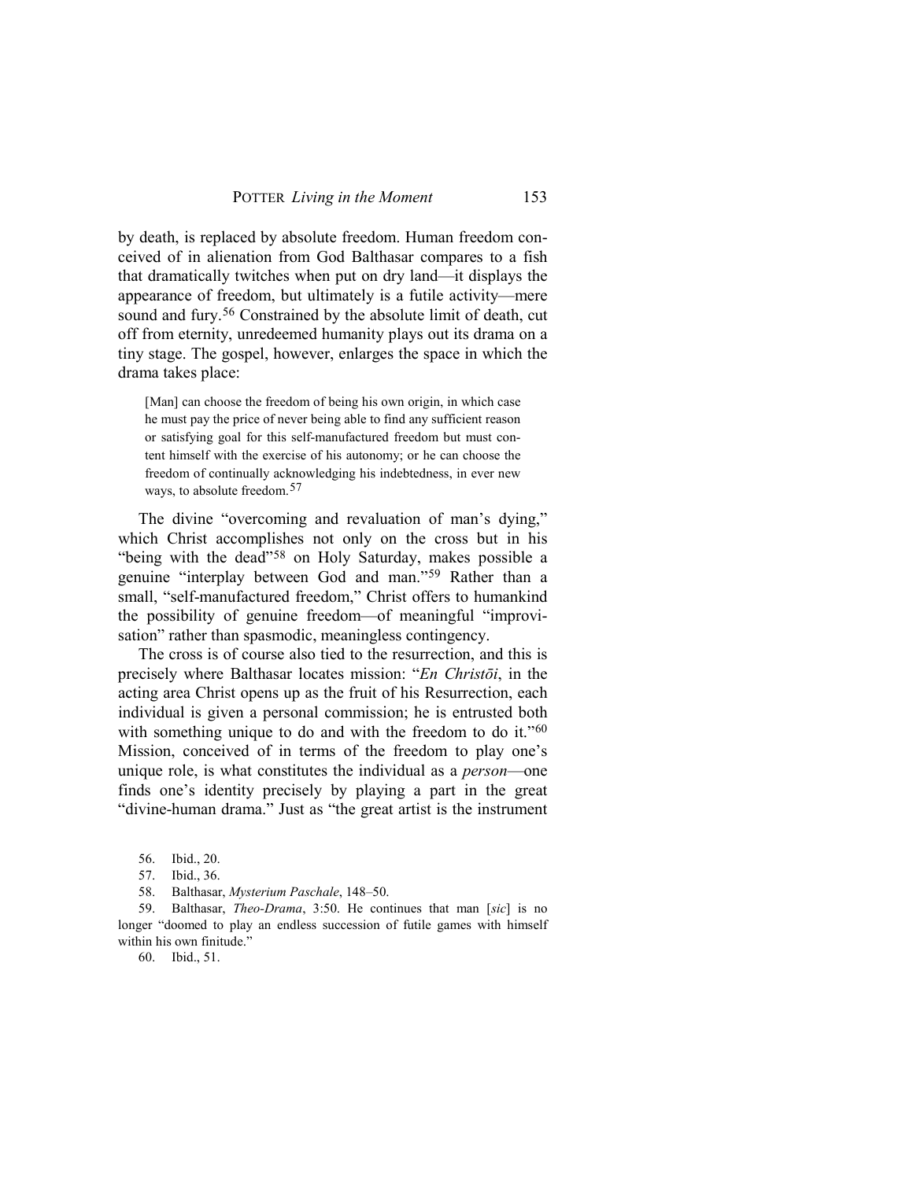by death, is replaced by absolute freedom. Human freedom conceived of in alienation from God Balthasar compares to a fish that dramatically twitches when put on dry land—it displays the appearance of freedom, but ultimately is a futile activity—mere sound and fury.[56] Constrained by the absolute limit of death, cut off from eternity, unredeemed humanity plays out its drama on a tiny stage. The gospel, however, enlarges the space in which the drama takes place:

> [Man] can choose the freedom of being his own origin, in which case he must pay the price of never being able to find any sufficient reason or satisfying goal for this self-manufactured freedom but must content himself with the exercise of his autonomy; or he can choose the freedom of continually acknowledging his indebtedness, in ever new ways, to absolute freedom.[57]

The divine "overcoming and revaluation of man's dying," which Christ accomplishes not only on the cross but in his "being with the dead"[58] on Holy Saturday, makes possible a genuine "interplay between God and man."[59] Rather than a small, "self-manufactured freedom," Christ offers to humankind the possibility of genuine freedom—of meaningful "improvisation" rather than spasmodic, meaningless contingency.

The cross is of course also tied to the resurrection, and this is precisely where Balthasar locates mission: "*En Christōi*, in the acting area Christ opens up as the fruit of his Resurrection, each individual is given a personal commission; he is entrusted both with something unique to do and with the freedom to do it."[60] Mission, conceived of in terms of the freedom to play one's unique role, is what constitutes the individual as a *person*—one finds one's identity precisely by playing a part in the great "divine-human drama." Just as "the great artist is the instrument

56. Ibid., 20.

57. Ibid., 36.

58. Balthasar, *Mysterium Paschale*, 148–50.

59. Balthasar, *Theo-Drama*, 3:50. He continues that man [*sic*] is no longer "doomed to play an endless succession of futile games with himself within his own finitude."

60. Ibid., 51.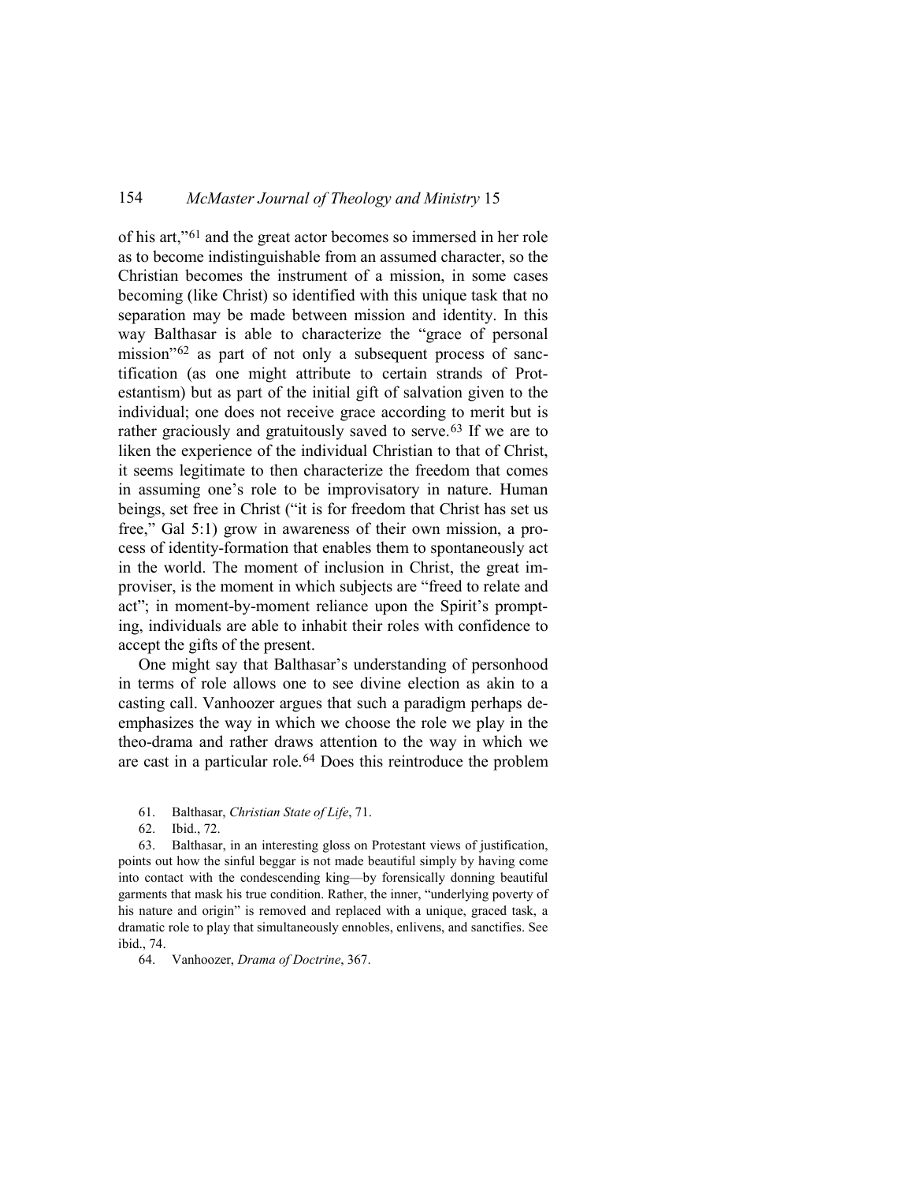of his art,"[61] and the great actor becomes so immersed in her role as to become indistinguishable from an assumed character, so the Christian becomes the instrument of a mission, in some cases becoming (like Christ) so identified with this unique task that no separation may be made between mission and identity. In this way Balthasar is able to characterize the "grace of personal mission"[62] as part of not only a subsequent process of sanctification (as one might attribute to certain strands of Protestantism) but as part of the initial gift of salvation given to the individual; one does not receive grace according to merit but is rather graciously and gratuitously saved to serve.[63] If we are to liken the experience of the individual Christian to that of Christ, it seems legitimate to then characterize the freedom that comes in assuming one's role to be improvisatory in nature. Human beings, set free in Christ ("it is for freedom that Christ has set us free," Gal 5:1) grow in awareness of their own mission, a process of identity-formation that enables them to spontaneously act in the world. The moment of inclusion in Christ, the great improviser, is the moment in which subjects are "freed to relate and act"; in moment-by-moment reliance upon the Spirit's prompting, individuals are able to inhabit their roles with confidence to accept the gifts of the present.

One might say that Balthasar's understanding of personhood in terms of role allows one to see divine election as akin to a casting call. Vanhoozer argues that such a paradigm perhaps de-emphasizes the way in which we choose the role we play in the theo-drama and rather draws attention to the way in which we are cast in a particular role.[64] Does this reintroduce the problem

61. Balthasar, *Christian State of Life*, 71.

62. Ibid., 72.

63. Balthasar, in an interesting gloss on Protestant views of justification, points out how the sinful beggar is not made beautiful simply by having come into contact with the condescending king—by forensically donning beautiful garments that mask his true condition. Rather, the inner, "underlying poverty of his nature and origin" is removed and replaced with a unique, graced task, a dramatic role to play that simultaneously ennobles, enlivens, and sanctifies. See ibid., 74.

64. Vanhoozer, *Drama of Doctrine*, 367.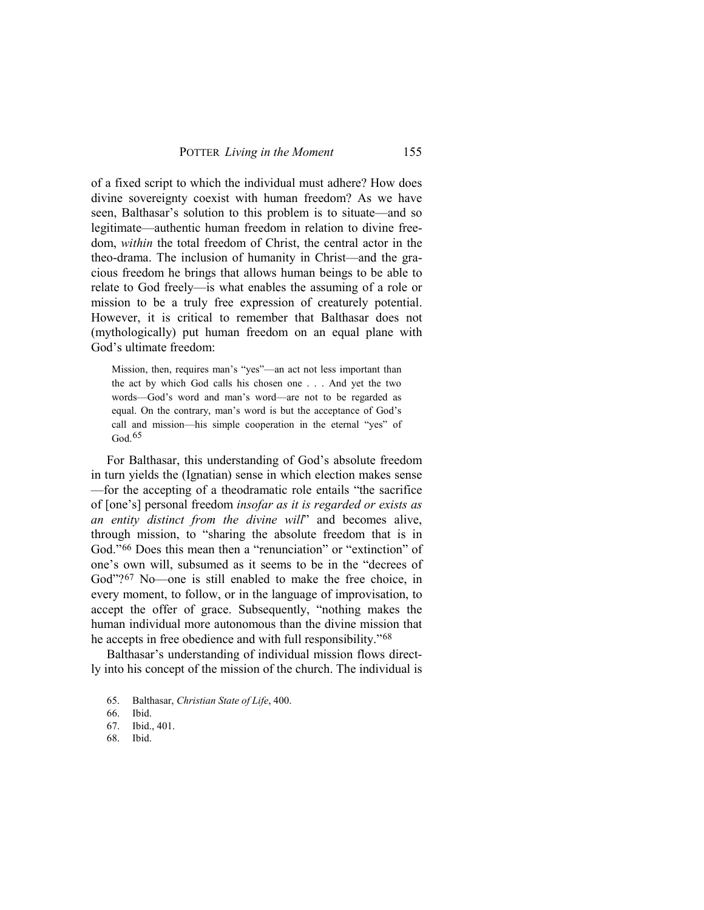of a fixed script to which the individual must adhere? How does divine sovereignty coexist with human freedom? As we have seen, Balthasar's solution to this problem is to situate—and so legitimate—authentic human freedom in relation to divine freedom, *within* the total freedom of Christ, the central actor in the theo-drama. The inclusion of humanity in Christ—and the gracious freedom he brings that allows human beings to be able to relate to God freely—is what enables the assuming of a role or mission to be a truly free expression of creaturely potential. However, it is critical to remember that Balthasar does not (mythologically) put human freedom on an equal plane with God's ultimate freedom:

> Mission, then, requires man's "yes"—an act not less important than the act by which God calls his chosen one . . . And yet the two words—God's word and man's word—are not to be regarded as equal. On the contrary, man's word is but the acceptance of God's call and mission—his simple cooperation in the eternal "yes" of God.[65]

For Balthasar, this understanding of God's absolute freedom in turn yields the (Ignatian) sense in which election makes sense—for the accepting of a theodramatic role entails "the sacrifice of [one's] personal freedom *insofar as it is regarded or exists as an entity distinct from the divine will*" and becomes alive, through mission, to "sharing the absolute freedom that is in God."[66] Does this mean then a "renunciation" or "extinction" of one's own will, subsumed as it seems to be in the "decrees of God"?[67] No—one is still enabled to make the free choice, in every moment, to follow, or in the language of improvisation, to accept the offer of grace. Subsequently, "nothing makes the human individual more autonomous than the divine mission that he accepts in free obedience and with full responsibility."[68]

Balthasar's understanding of individual mission flows directly into his concept of the mission of the church. The individual is

65. Balthasar, *Christian State of Life*, 400.
66. Ibid.
67. Ibid., 401.
68. Ibid.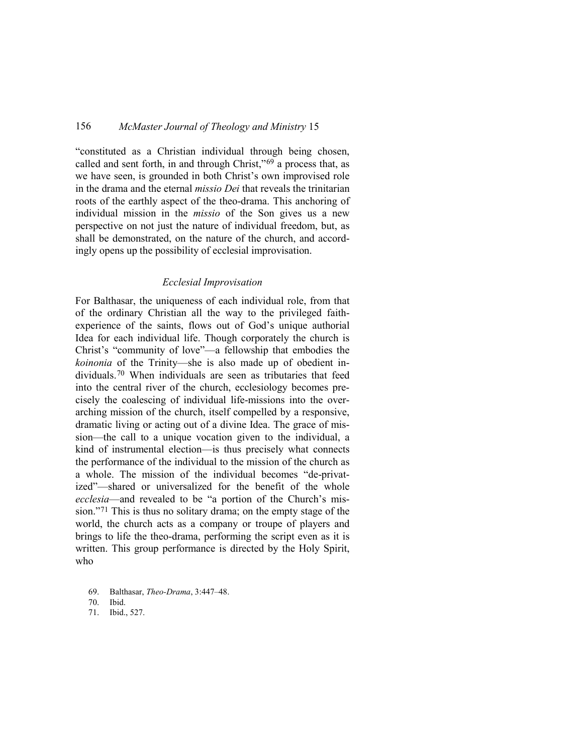"constituted as a Christian individual through being chosen, called and sent forth, in and through Christ,"[69] a process that, as we have seen, is grounded in both Christ's own improvised role in the drama and the eternal *missio Dei* that reveals the trinitarian roots of the earthly aspect of the theo-drama. This anchoring of individual mission in the *missio* of the Son gives us a new perspective on not just the nature of individual freedom, but, as shall be demonstrated, on the nature of the church, and accordingly opens up the possibility of ecclesial improvisation.

### *Ecclesial Improvisation*

For Balthasar, the uniqueness of each individual role, from that of the ordinary Christian all the way to the privileged faith-experience of the saints, flows out of God's unique authorial Idea for each individual life. Though corporately the church is Christ's "community of love"—a fellowship that embodies the *koinonia* of the Trinity—she is also made up of obedient individuals.[70] When individuals are seen as tributaries that feed into the central river of the church, ecclesiology becomes precisely the coalescing of individual life-missions into the overarching mission of the church, itself compelled by a responsive, dramatic living or acting out of a divine Idea. The grace of mission—the call to a unique vocation given to the individual, a kind of instrumental election—is thus precisely what connects the performance of the individual to the mission of the church as a whole. The mission of the individual becomes "de-privatized"—shared or universalized for the benefit of the whole *ecclesia*—and revealed to be "a portion of the Church's mission."[71] This is thus no solitary drama; on the empty stage of the world, the church acts as a company or troupe of players and brings to life the theo-drama, performing the script even as it is written. This group performance is directed by the Holy Spirit, who

69. Balthasar, *Theo-Drama*, 3:447–48.
70. Ibid.
71. Ibid., 527.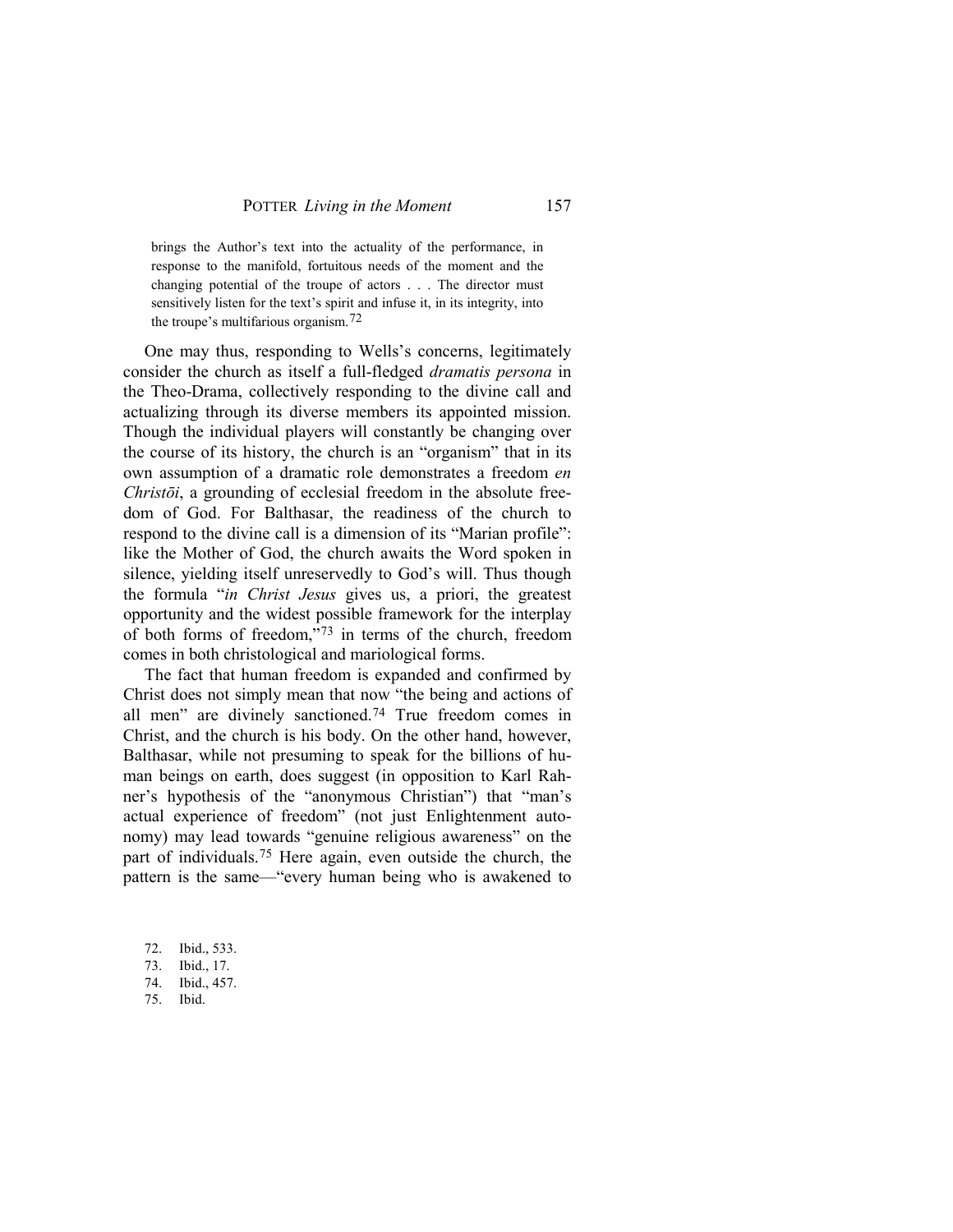> brings the Author's text into the actuality of the performance, in response to the manifold, fortuitous needs of the moment and the changing potential of the troupe of actors . . . The director must sensitively listen for the text's spirit and infuse it, in its integrity, into the troupe's multifarious organism.[72]

One may thus, responding to Wells's concerns, legitimately consider the church as itself a full-fledged *dramatis persona* in the Theo-Drama, collectively responding to the divine call and actualizing through its diverse members its appointed mission. Though the individual players will constantly be changing over the course of its history, the church is an "organism" that in its own assumption of a dramatic role demonstrates a freedom *en Christōi*, a grounding of ecclesial freedom in the absolute freedom of God. For Balthasar, the readiness of the church to respond to the divine call is a dimension of its "Marian profile": like the Mother of God, the church awaits the Word spoken in silence, yielding itself unreservedly to God's will. Thus though the formula "*in Christ Jesus* gives us, a priori, the greatest opportunity and the widest possible framework for the interplay of both forms of freedom,"[73] in terms of the church, freedom comes in both christological and mariological forms.

The fact that human freedom is expanded and confirmed by Christ does not simply mean that now "the being and actions of all men" are divinely sanctioned.[74] True freedom comes in Christ, and the church is his body. On the other hand, however, Balthasar, while not presuming to speak for the billions of human beings on earth, does suggest (in opposition to Karl Rahner's hypothesis of the "anonymous Christian") that "man's actual experience of freedom" (not just Enlightenment autonomy) may lead towards "genuine religious awareness" on the part of individuals.[75] Here again, even outside the church, the pattern is the same—"every human being who is awakened to

72. Ibid., 533.
73. Ibid., 17.
74. Ibid., 457.
75. Ibid.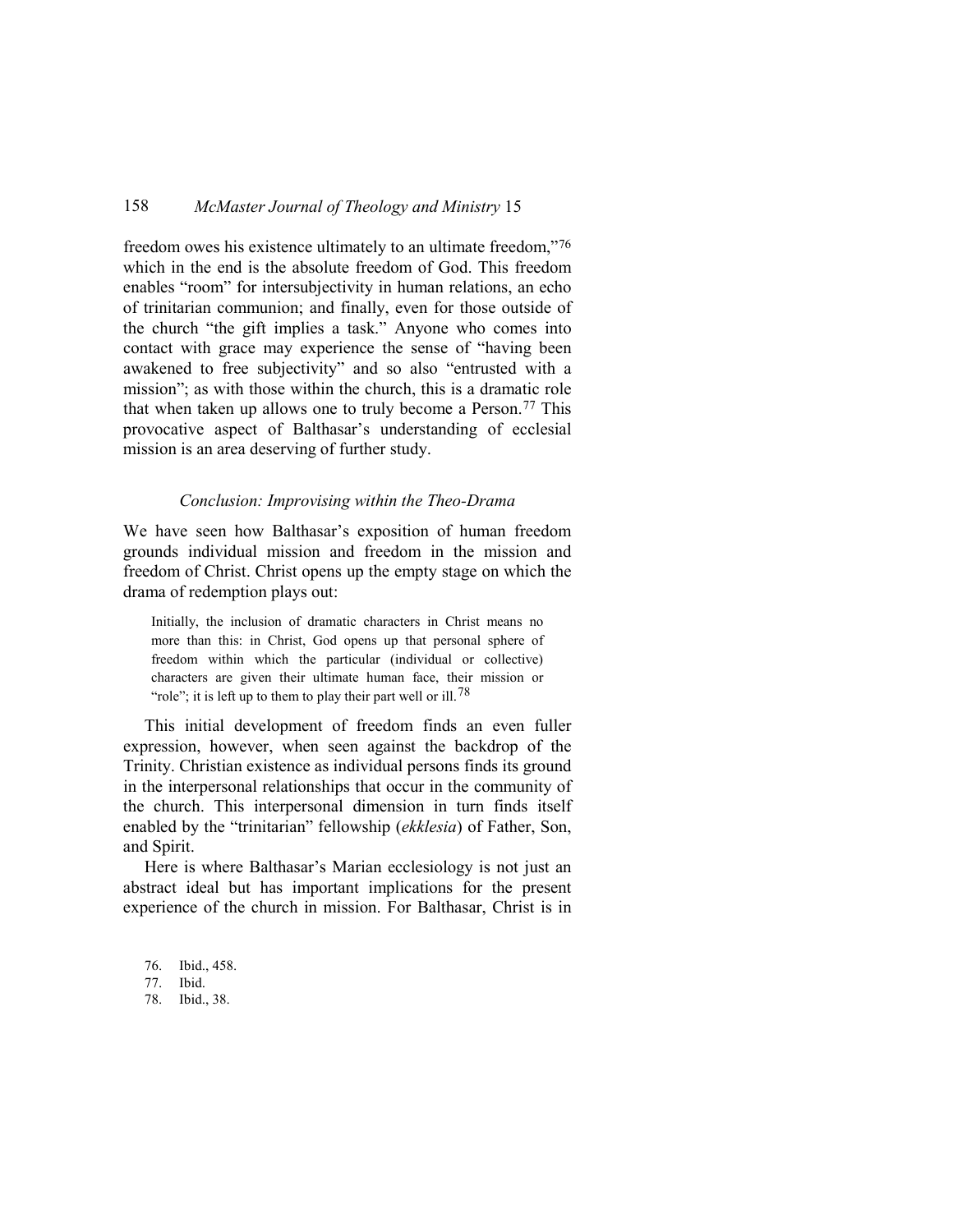freedom owes his existence ultimately to an ultimate freedom,"[76] which in the end is the absolute freedom of God. This freedom enables "room" for intersubjectivity in human relations, an echo of trinitarian communion; and finally, even for those outside of the church "the gift implies a task." Anyone who comes into contact with grace may experience the sense of "having been awakened to free subjectivity" and so also "entrusted with a mission"; as with those within the church, this is a dramatic role that when taken up allows one to truly become a Person.[77] This provocative aspect of Balthasar's understanding of ecclesial mission is an area deserving of further study.

### *Conclusion: Improvising within the Theo-Drama*

We have seen how Balthasar's exposition of human freedom grounds individual mission and freedom in the mission and freedom of Christ. Christ opens up the empty stage on which the drama of redemption plays out:

> Initially, the inclusion of dramatic characters in Christ means no more than this: in Christ, God opens up that personal sphere of freedom within which the particular (individual or collective) characters are given their ultimate human face, their mission or "role"; it is left up to them to play their part well or ill.[78]

This initial development of freedom finds an even fuller expression, however, when seen against the backdrop of the Trinity. Christian existence as individual persons finds its ground in the interpersonal relationships that occur in the community of the church. This interpersonal dimension in turn finds itself enabled by the "trinitarian" fellowship (*ekklesia*) of Father, Son, and Spirit.

Here is where Balthasar's Marian ecclesiology is not just an abstract ideal but has important implications for the present experience of the church in mission. For Balthasar, Christ is in

76. Ibid., 458.
77. Ibid.
78. Ibid., 38.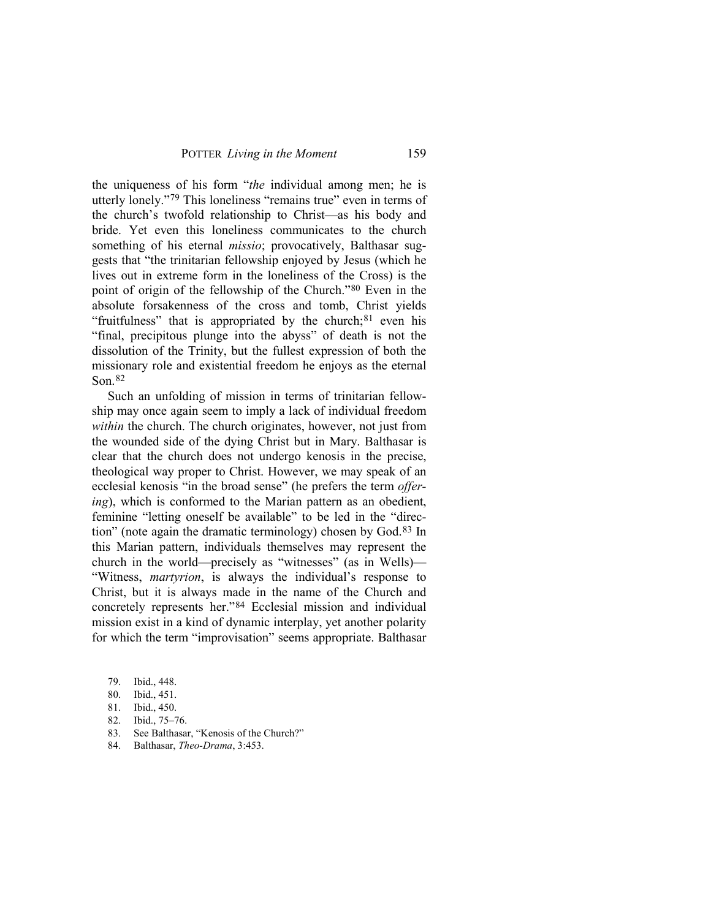the uniqueness of his form "*the* individual among men; he is utterly lonely."[79] This loneliness "remains true" even in terms of the church's twofold relationship to Christ—as his body and bride. Yet even this loneliness communicates to the church something of his eternal *missio*; provocatively, Balthasar suggests that "the trinitarian fellowship enjoyed by Jesus (which he lives out in extreme form in the loneliness of the Cross) is the point of origin of the fellowship of the Church."[80] Even in the absolute forsakenness of the cross and tomb, Christ yields "fruitfulness" that is appropriated by the church;[81] even his "final, precipitous plunge into the abyss" of death is not the dissolution of the Trinity, but the fullest expression of both the missionary role and existential freedom he enjoys as the eternal Son.[82]

Such an unfolding of mission in terms of trinitarian fellowship may once again seem to imply a lack of individual freedom *within* the church. The church originates, however, not just from the wounded side of the dying Christ but in Mary. Balthasar is clear that the church does not undergo kenosis in the precise, theological way proper to Christ. However, we may speak of an ecclesial kenosis "in the broad sense" (he prefers the term *offering*), which is conformed to the Marian pattern as an obedient, feminine "letting oneself be available" to be led in the "direction" (note again the dramatic terminology) chosen by God.[83] In this Marian pattern, individuals themselves may represent the church in the world—precisely as "witnesses" (as in Wells)—"Witness, *martyrion*, is always the individual's response to Christ, but it is always made in the name of the Church and concretely represents her."[84] Ecclesial mission and individual mission exist in a kind of dynamic interplay, yet another polarity for which the term "improvisation" seems appropriate. Balthasar

79. Ibid., 448.
80. Ibid., 451.
81. Ibid., 450.
82. Ibid., 75–76.
83. See Balthasar, "Kenosis of the Church?"
84. Balthasar, *Theo-Drama*, 3:453.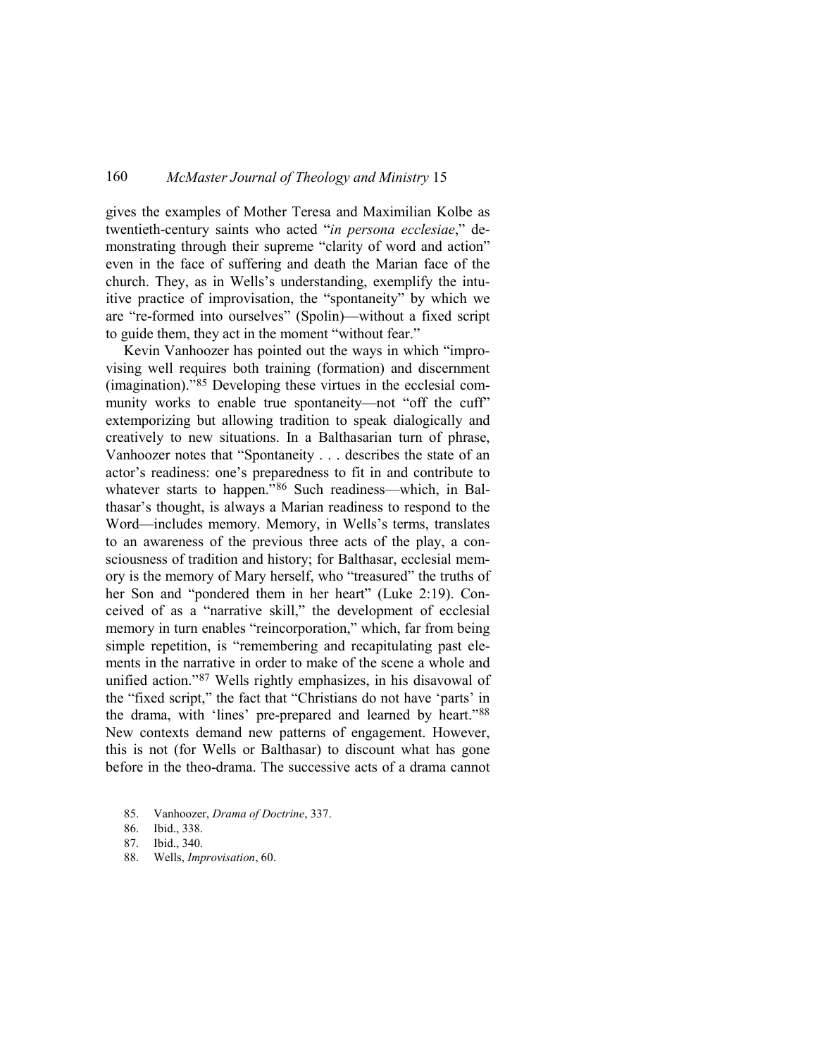gives the examples of Mother Teresa and Maximilian Kolbe as twentieth-century saints who acted "*in persona ecclesiae*," demonstrating through their supreme "clarity of word and action" even in the face of suffering and death the Marian face of the church. They, as in Wells's understanding, exemplify the intuitive practice of improvisation, the "spontaneity" by which we are "re-formed into ourselves" (Spolin)—without a fixed script to guide them, they act in the moment "without fear."

Kevin Vanhoozer has pointed out the ways in which "improvising well requires both training (formation) and discernment (imagination)."[85] Developing these virtues in the ecclesial community works to enable true spontaneity—not "off the cuff" extemporizing but allowing tradition to speak dialogically and creatively to new situations. In a Balthasarian turn of phrase, Vanhoozer notes that "Spontaneity . . . describes the state of an actor's readiness: one's preparedness to fit in and contribute to whatever starts to happen."[86] Such readiness—which, in Balthasar's thought, is always a Marian readiness to respond to the Word—includes memory. Memory, in Wells's terms, translates to an awareness of the previous three acts of the play, a consciousness of tradition and history; for Balthasar, ecclesial memory is the memory of Mary herself, who "treasured" the truths of her Son and "pondered them in her heart" (Luke 2:19). Conceived of as a "narrative skill," the development of ecclesial memory in turn enables "reincorporation," which, far from being simple repetition, is "remembering and recapitulating past elements in the narrative in order to make of the scene a whole and unified action."[87] Wells rightly emphasizes, in his disavowal of the "fixed script," the fact that "Christians do not have 'parts' in the drama, with 'lines' pre-prepared and learned by heart."[88] New contexts demand new patterns of engagement. However, this is not (for Wells or Balthasar) to discount what has gone before in the theo-drama. The successive acts of a drama cannot

85. Vanhoozer, *Drama of Doctrine*, 337.
86. Ibid., 338.
87. Ibid., 340.
88. Wells, *Improvisation*, 60.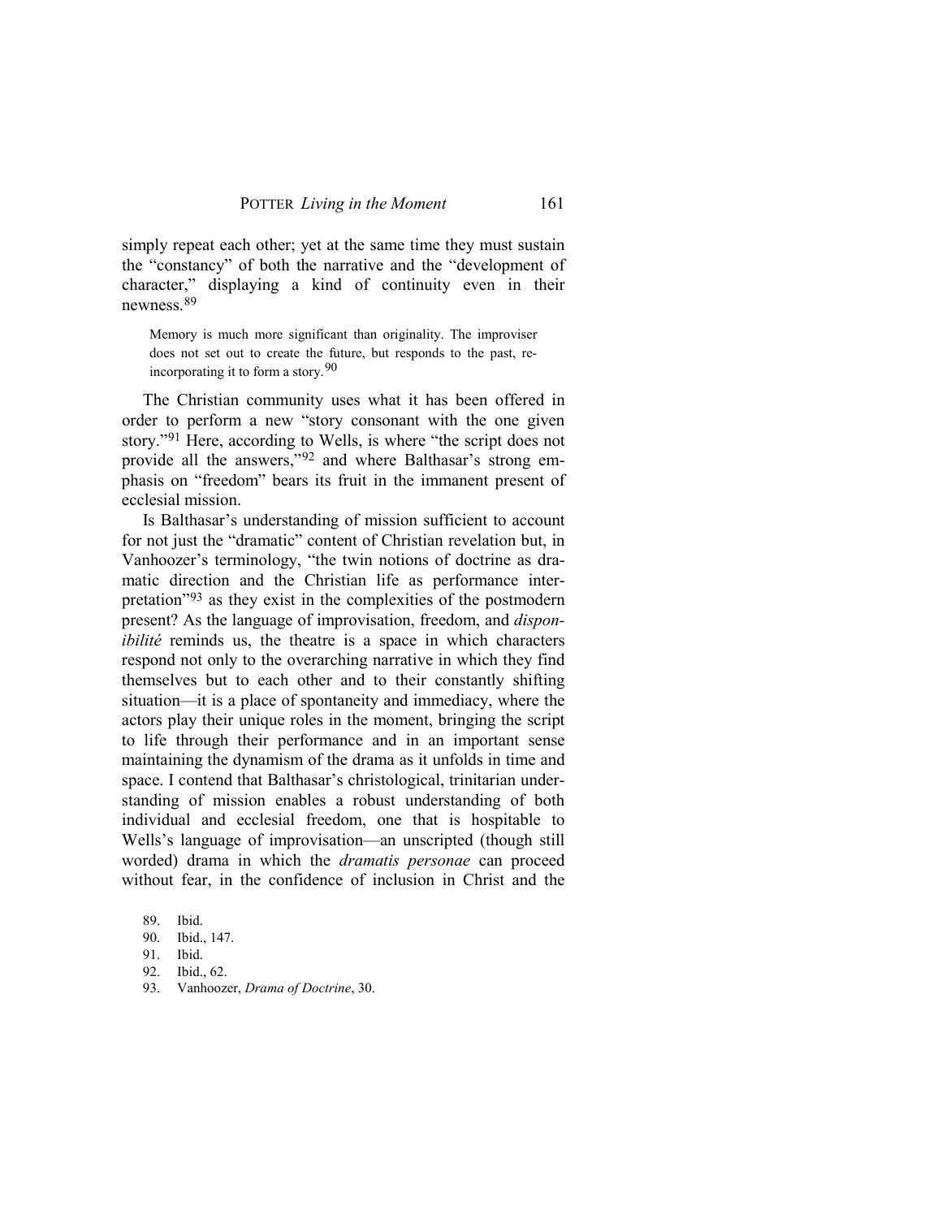simply repeat each other; yet at the same time they must sustain the "constancy" of both the narrative and the "development of character," displaying a kind of continuity even in their newness.[89]

> Memory is much more significant than originality. The improviser does not set out to create the future, but responds to the past, re-incorporating it to form a story.[90]

The Christian community uses what it has been offered in order to perform a new "story consonant with the one given story."[91] Here, according to Wells, is where "the script does not provide all the answers,"[92] and where Balthasar's strong emphasis on "freedom" bears its fruit in the immanent present of ecclesial mission.

Is Balthasar's understanding of mission sufficient to account for not just the "dramatic" content of Christian revelation but, in Vanhoozer's terminology, "the twin notions of doctrine as dramatic direction and the Christian life as performance interpretation"[93] as they exist in the complexities of the postmodern present? As the language of improvisation, freedom, and *disponibilité* reminds us, the theatre is a space in which characters respond not only to the overarching narrative in which they find themselves but to each other and to their constantly shifting situation—it is a place of spontaneity and immediacy, where the actors play their unique roles in the moment, bringing the script to life through their performance and in an important sense maintaining the dynamism of the drama as it unfolds in time and space. I contend that Balthasar's christological, trinitarian understanding of mission enables a robust understanding of both individual and ecclesial freedom, one that is hospitable to Wells's language of improvisation—an unscripted (though still worded) drama in which the *dramatis personae* can proceed without fear, in the confidence of inclusion in Christ and the

89. Ibid.
90. Ibid., 147.
91. Ibid.
92. Ibid., 62.
93. Vanhoozer, *Drama of Doctrine*, 30.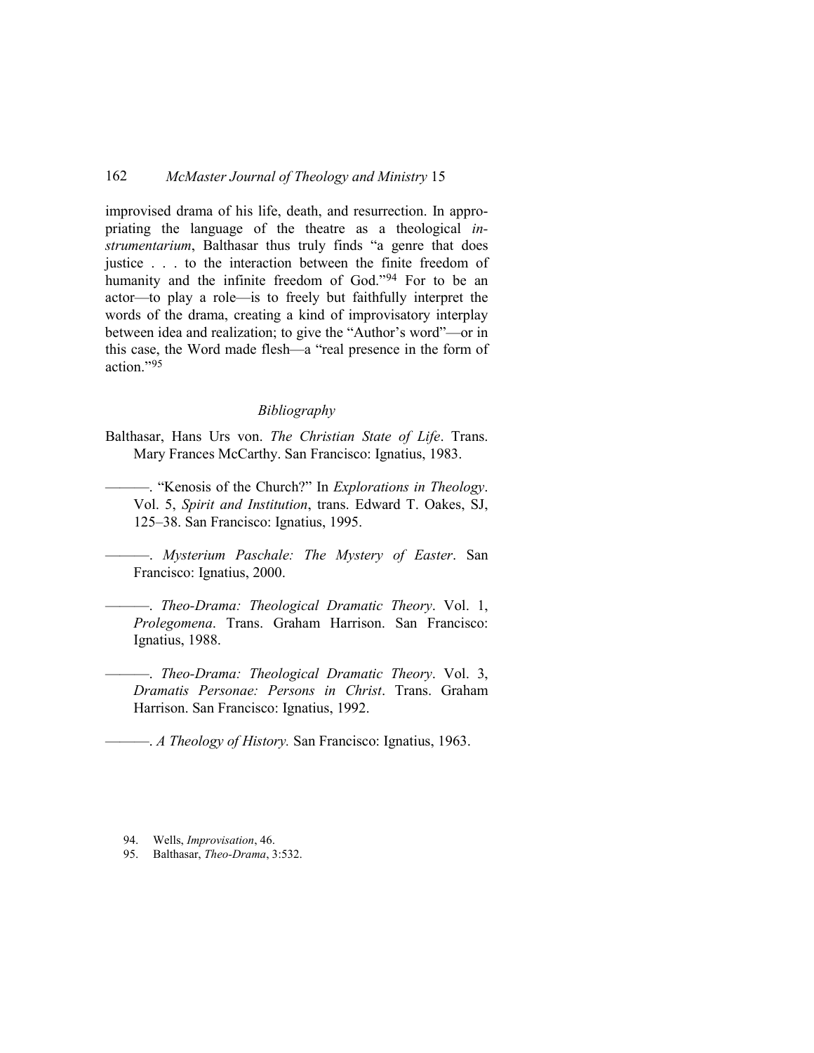improvised drama of his life, death, and resurrection. In appropriating the language of the theatre as a theological *instrumentarium*, Balthasar thus truly finds "a genre that does justice . . . to the interaction between the finite freedom of humanity and the infinite freedom of God."[94] For to be an actor—to play a role—is to freely but faithfully interpret the words of the drama, creating a kind of improvisatory interplay between idea and realization; to give the "Author's word"—or in this case, the Word made flesh—a "real presence in the form of action."[95]

## *Bibliography*

Balthasar, Hans Urs von. *The Christian State of Life*. Trans. Mary Frances McCarthy. San Francisco: Ignatius, 1983.

———. "Kenosis of the Church?" In *Explorations in Theology*. Vol. 5, *Spirit and Institution*, trans. Edward T. Oakes, SJ, 125–38. San Francisco: Ignatius, 1995.

———. *Mysterium Paschale: The Mystery of Easter*. San Francisco: Ignatius, 2000.

———. *Theo-Drama: Theological Dramatic Theory*. Vol. 1, *Prolegomena*. Trans. Graham Harrison. San Francisco: Ignatius, 1988.

———. *Theo-Drama: Theological Dramatic Theory*. Vol. 3, *Dramatis Personae: Persons in Christ*. Trans. Graham Harrison. San Francisco: Ignatius, 1992.

———. *A Theology of History.* San Francisco: Ignatius, 1963.

94. Wells, *Improvisation*, 46.
95. Balthasar, *Theo-Drama*, 3:532.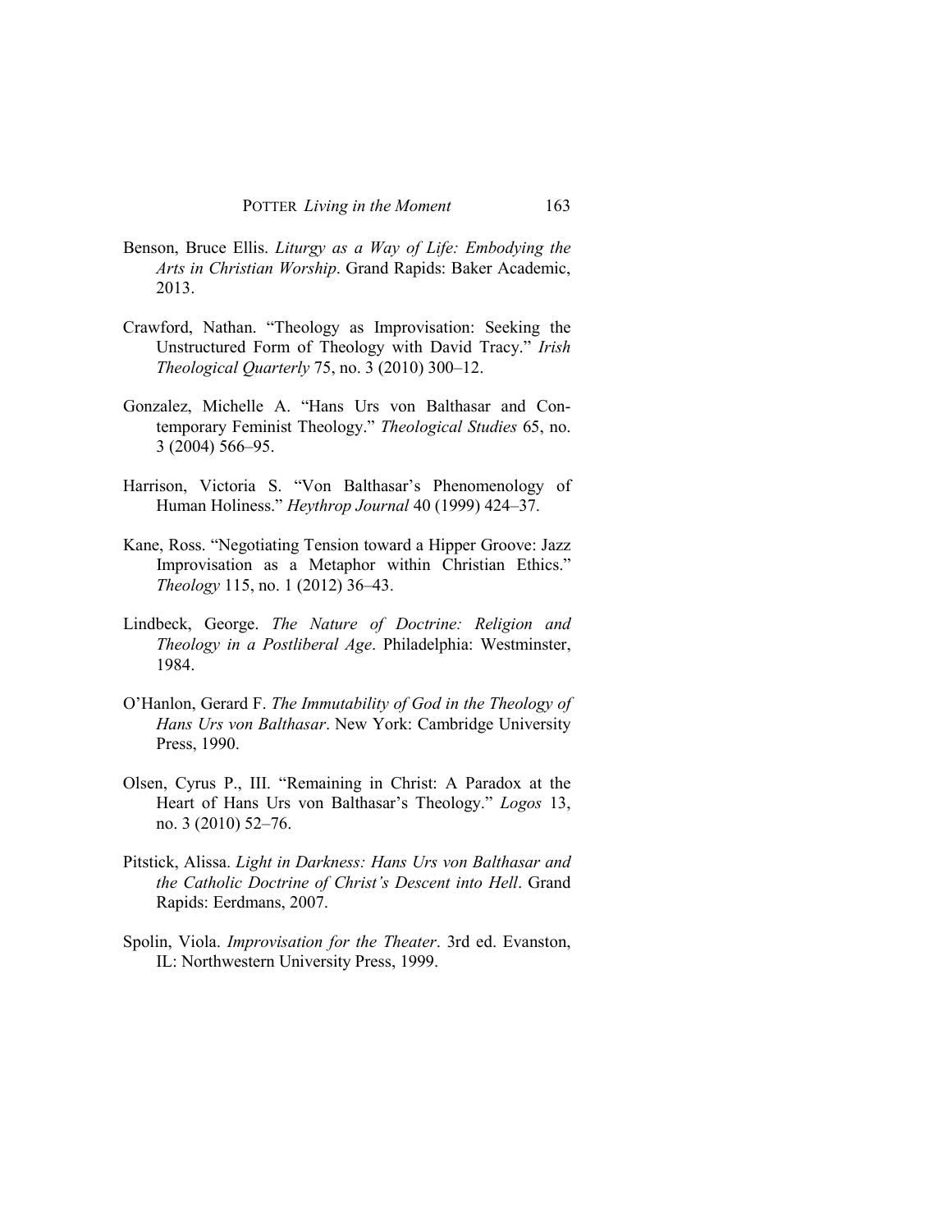Benson, Bruce Ellis. *Liturgy as a Way of Life: Embodying the Arts in Christian Worship*. Grand Rapids: Baker Academic, 2013.

Crawford, Nathan. "Theology as Improvisation: Seeking the Unstructured Form of Theology with David Tracy." *Irish Theological Quarterly* 75, no. 3 (2010) 300–12.

Gonzalez, Michelle A. "Hans Urs von Balthasar and Contemporary Feminist Theology." *Theological Studies* 65, no. 3 (2004) 566–95.

Harrison, Victoria S. "Von Balthasar's Phenomenology of Human Holiness." *Heythrop Journal* 40 (1999) 424–37.

Kane, Ross. "Negotiating Tension toward a Hipper Groove: Jazz Improvisation as a Metaphor within Christian Ethics." *Theology* 115, no. 1 (2012) 36–43.

Lindbeck, George. *The Nature of Doctrine: Religion and Theology in a Postliberal Age*. Philadelphia: Westminster, 1984.

O'Hanlon, Gerard F. *The Immutability of God in the Theology of Hans Urs von Balthasar*. New York: Cambridge University Press, 1990.

Olsen, Cyrus P., III. "Remaining in Christ: A Paradox at the Heart of Hans Urs von Balthasar's Theology." *Logos* 13, no. 3 (2010) 52–76.

Pitstick, Alissa. *Light in Darkness: Hans Urs von Balthasar and the Catholic Doctrine of Christ's Descent into Hell*. Grand Rapids: Eerdmans, 2007.

Spolin, Viola. *Improvisation for the Theater*. 3rd ed. Evanston, IL: Northwestern University Press, 1999.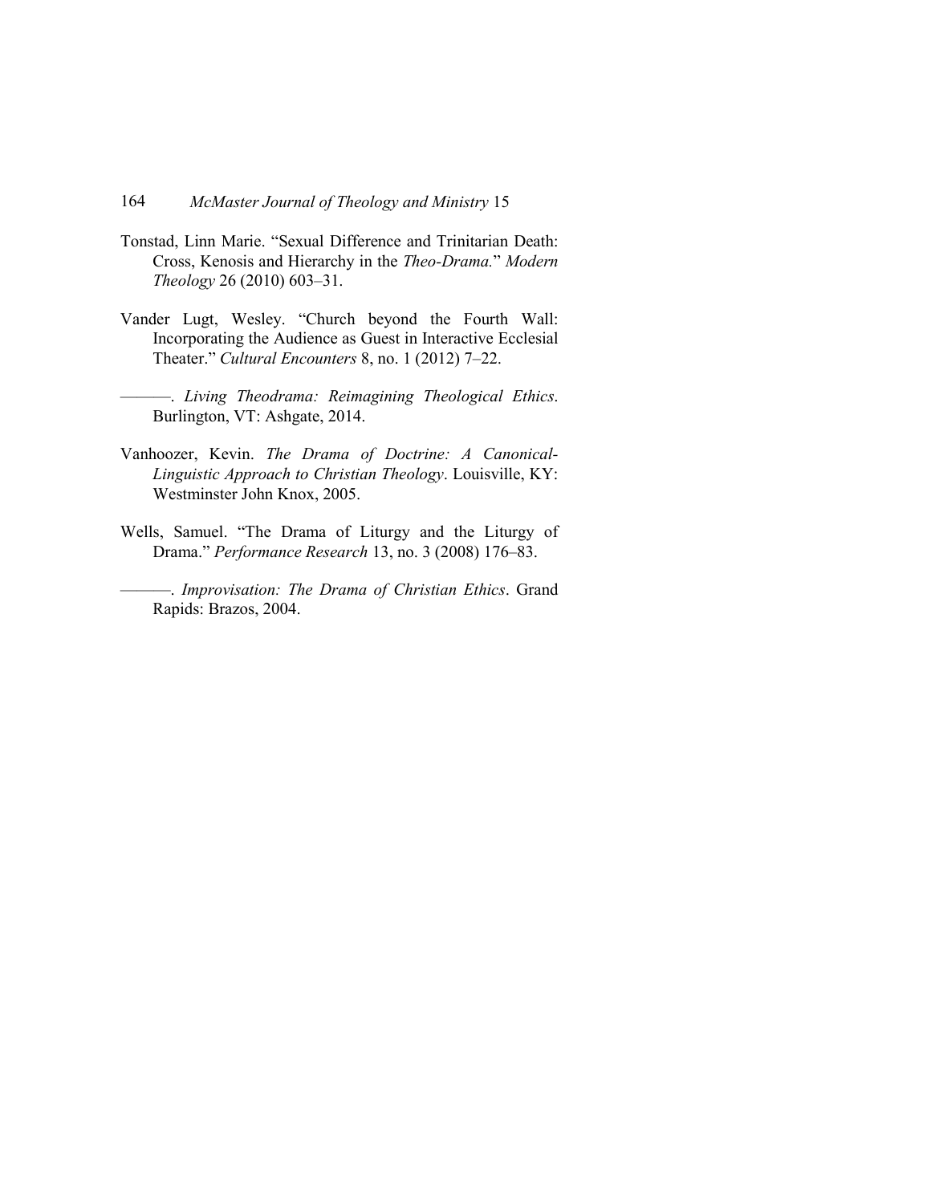Tonstad, Linn Marie. "Sexual Difference and Trinitarian Death: Cross, Kenosis and Hierarchy in the *Theo-Drama*." *Modern Theology* 26 (2010) 603–31.

Vander Lugt, Wesley. "Church beyond the Fourth Wall: Incorporating the Audience as Guest in Interactive Ecclesial Theater." *Cultural Encounters* 8, no. 1 (2012) 7–22.

———. *Living Theodrama: Reimagining Theological Ethics*. Burlington, VT: Ashgate, 2014.

Vanhoozer, Kevin. *The Drama of Doctrine: A Canonical-Linguistic Approach to Christian Theology*. Louisville, KY: Westminster John Knox, 2005.

Wells, Samuel. "The Drama of Liturgy and the Liturgy of Drama." *Performance Research* 13, no. 3 (2008) 176–83.

———. *Improvisation: The Drama of Christian Ethics*. Grand Rapids: Brazos, 2004.